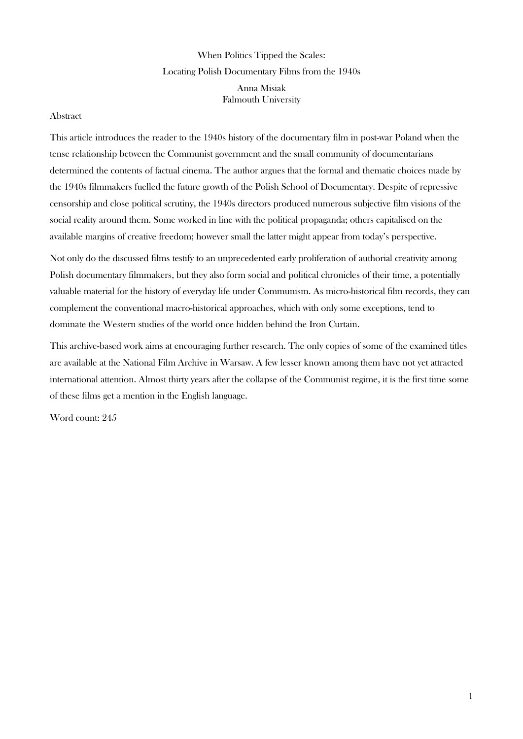# When Politics Tipped the Scales:

## Locating Polish Documentary Films from the 1940s

Anna Misiak
Falmouth University

### Abstract

This article introduces the reader to the 1940s history of the documentary film in post-war Poland when the tense relationship between the Communist government and the small community of documentarians determined the contents of factual cinema. The author argues that the formal and thematic choices made by the 1940s filmmakers fuelled the future growth of the Polish School of Documentary. Despite of repressive censorship and close political scrutiny, the 1940s directors produced numerous subjective film visions of the social reality around them. Some worked in line with the political propaganda; others capitalised on the available margins of creative freedom; however small the latter might appear from today's perspective.

Not only do the discussed films testify to an unprecedented early proliferation of authorial creativity among Polish documentary filmmakers, but they also form social and political chronicles of their time, a potentially valuable material for the history of everyday life under Communism. As micro-historical film records, they can complement the conventional macro-historical approaches, which with only some exceptions, tend to dominate the Western studies of the world once hidden behind the Iron Curtain.

This archive-based work aims at encouraging further research. The only copies of some of the examined titles are available at the National Film Archive in Warsaw. A few lesser known among them have not yet attracted international attention. Almost thirty years after the collapse of the Communist regime, it is the first time some of these films get a mention in the English language.

Word count: 245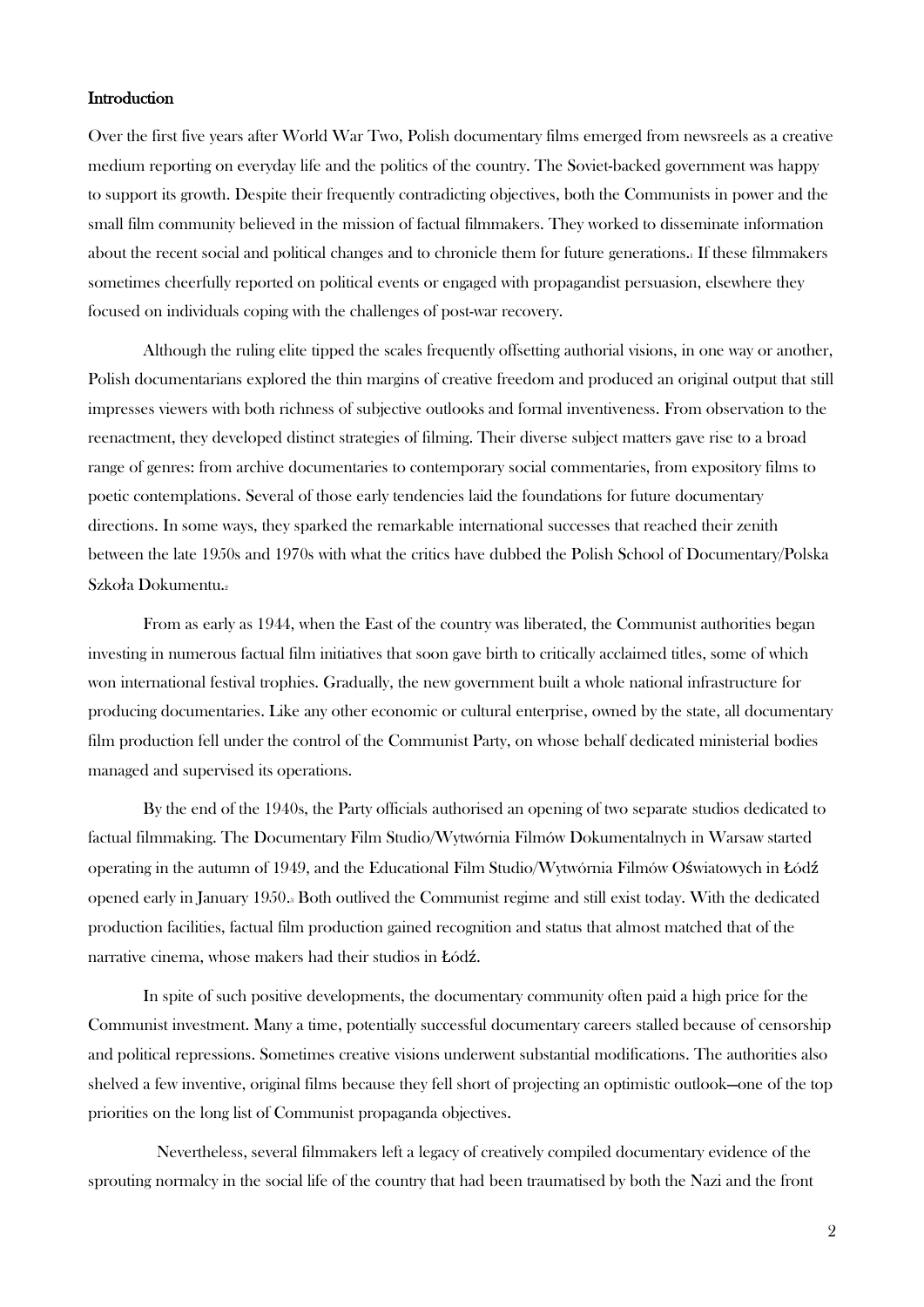## Introduction

Over the first five years after World War Two, Polish documentary films emerged from newsreels as a creative medium reporting on everyday life and the politics of the country. The Soviet-backed government was happy to support its growth. Despite their frequently contradicting objectives, both the Communists in power and the small film community believed in the mission of factual filmmakers. They worked to disseminate information about the recent social and political changes and to chronicle them for future generations.[1] If these filmmakers sometimes cheerfully reported on political events or engaged with propagandist persuasion, elsewhere they focused on individuals coping with the challenges of post-war recovery.

Although the ruling elite tipped the scales frequently offsetting authorial visions, in one way or another, Polish documentarians explored the thin margins of creative freedom and produced an original output that still impresses viewers with both richness of subjective outlooks and formal inventiveness. From observation to the reenactment, they developed distinct strategies of filming. Their diverse subject matters gave rise to a broad range of genres: from archive documentaries to contemporary social commentaries, from expository films to poetic contemplations. Several of those early tendencies laid the foundations for future documentary directions. In some ways, they sparked the remarkable international successes that reached their zenith between the late 1950s and 1970s with what the critics have dubbed the Polish School of Documentary/Polska Szkoła Dokumentu.[2]

From as early as 1944, when the East of the country was liberated, the Communist authorities began investing in numerous factual film initiatives that soon gave birth to critically acclaimed titles, some of which won international festival trophies. Gradually, the new government built a whole national infrastructure for producing documentaries. Like any other economic or cultural enterprise, owned by the state, all documentary film production fell under the control of the Communist Party, on whose behalf dedicated ministerial bodies managed and supervised its operations.

By the end of the 1940s, the Party officials authorised an opening of two separate studios dedicated to factual filmmaking. The Documentary Film Studio/Wytwórnia Filmów Dokumentalnych in Warsaw started operating in the autumn of 1949, and the Educational Film Studio/Wytwórnia Filmów Oświatowych in Łódź opened early in January 1950.[3] Both outlived the Communist regime and still exist today. With the dedicated production facilities, factual film production gained recognition and status that almost matched that of the narrative cinema, whose makers had their studios in Łódź.

In spite of such positive developments, the documentary community often paid a high price for the Communist investment. Many a time, potentially successful documentary careers stalled because of censorship and political repressions. Sometimes creative visions underwent substantial modifications. The authorities also shelved a few inventive, original films because they fell short of projecting an optimistic outlook—one of the top priorities on the long list of Communist propaganda objectives.

Nevertheless, several filmmakers left a legacy of creatively compiled documentary evidence of the sprouting normalcy in the social life of the country that had been traumatised by both the Nazi and the front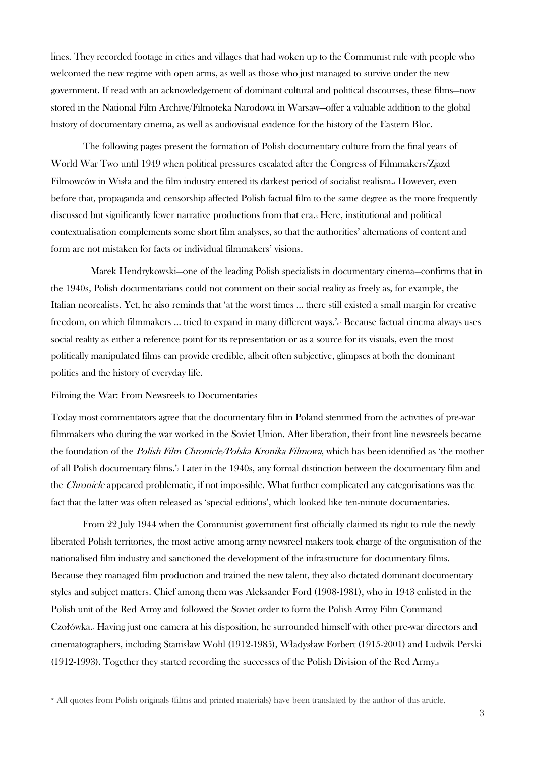lines. They recorded footage in cities and villages that had woken up to the Communist rule with people who welcomed the new regime with open arms, as well as those who just managed to survive under the new government. If read with an acknowledgement of dominant cultural and political discourses, these films—now stored in the National Film Archive/Filmoteka Narodowa in Warsaw—offer a valuable addition to the global history of documentary cinema, as well as audiovisual evidence for the history of the Eastern Bloc.

The following pages present the formation of Polish documentary culture from the final years of World War Two until 1949 when political pressures escalated after the Congress of Filmmakers/Zjazd Filmowców in Wisła and the film industry entered its darkest period of socialist realism.[4] However, even before that, propaganda and censorship affected Polish factual film to the same degree as the more frequently discussed but significantly fewer narrative productions from that era.[5] Here, institutional and political contextualisation complements some short film analyses, so that the authorities' alternations of content and form are not mistaken for facts or individual filmmakers' visions.

Marek Hendrykowski—one of the leading Polish specialists in documentary cinema—confirms that in the 1940s, Polish documentarians could not comment on their social reality as freely as, for example, the Italian neorealists. Yet, he also reminds that 'at the worst times ... there still existed a small margin for creative freedom, on which filmmakers ... tried to expand in many different ways.'[6*] Because factual cinema always uses social reality as either a reference point for its representation or as a source for its visuals, even the most politically manipulated films can provide credible, albeit often subjective, glimpses at both the dominant politics and the history of everyday life.

## Filming the War: From Newsreels to Documentaries

Today most commentators agree that the documentary film in Poland stemmed from the activities of pre-war filmmakers who during the war worked in the Soviet Union. After liberation, their front line newsreels became the foundation of the *Polish Film Chronicle/Polska Kronika Filmowa*, which has been identified as 'the mother of all Polish documentary films.'[7] Later in the 1940s, any formal distinction between the documentary film and the *Chronicle* appeared problematic, if not impossible. What further complicated any categorisations was the fact that the latter was often released as 'special editions', which looked like ten-minute documentaries.

From 22 July 1944 when the Communist government first officially claimed its right to rule the newly liberated Polish territories, the most active among army newsreel makers took charge of the organisation of the nationalised film industry and sanctioned the development of the infrastructure for documentary films. Because they managed film production and trained the new talent, they also dictated dominant documentary styles and subject matters. Chief among them was Aleksander Ford (1908-1981), who in 1943 enlisted in the Polish unit of the Red Army and followed the Soviet order to form the Polish Army Film Command Czołówka.[8] Having just one camera at his disposition, he surrounded himself with other pre-war directors and cinematographers, including Stanisław Wohl (1912-1985), Władysław Forbert (1915-2001) and Ludwik Perski (1912-1993). Together they started recording the successes of the Polish Division of the Red Army.[9]

* All quotes from Polish originals (films and printed materials) have been translated by the author of this article.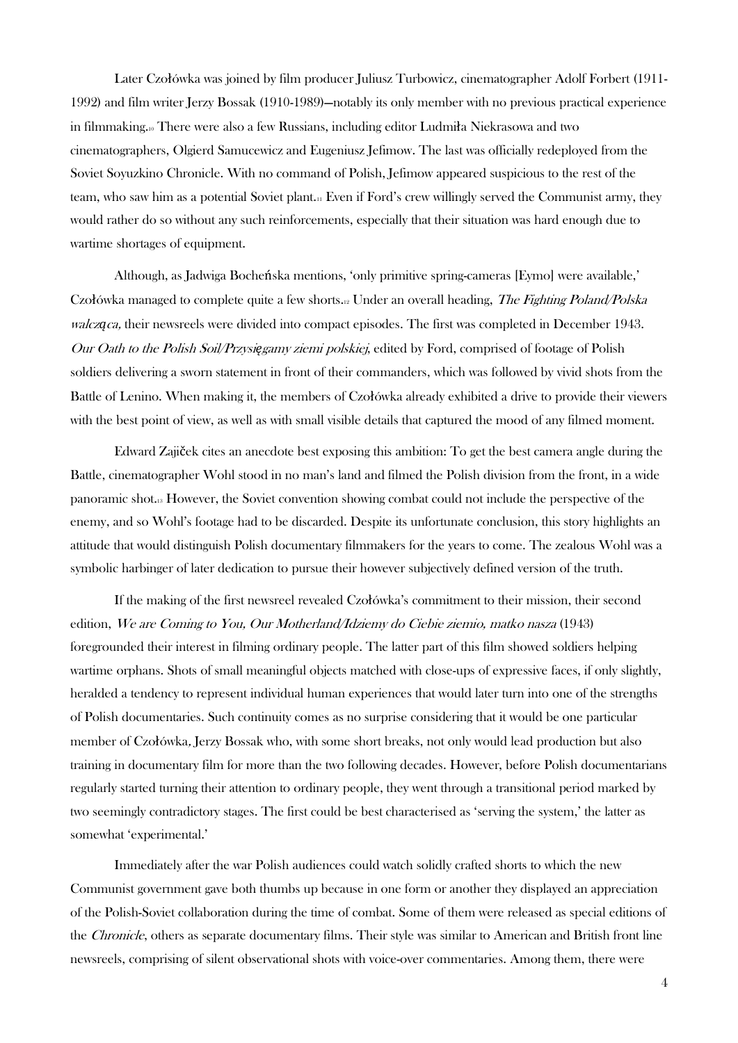Later Czołówka was joined by film producer Juliusz Turbowicz, cinematographer Adolf Forbert (1911-1992) and film writer Jerzy Bossak (1910-1989)—notably its only member with no previous practical experience in filmmaking.[10] There were also a few Russians, including editor Ludmiła Niekrasowa and two cinematographers, Olgierd Samucewicz and Eugeniusz Jefimow. The last was officially redeployed from the Soviet Soyuzkino Chronicle. With no command of Polish, Jefimow appeared suspicious to the rest of the team, who saw him as a potential Soviet plant.[11] Even if Ford's crew willingly served the Communist army, they would rather do so without any such reinforcements, especially that their situation was hard enough due to wartime shortages of equipment.

Although, as Jadwiga Bocheńska mentions, 'only primitive spring-cameras [Eymo] were available,' Czołówka managed to complete quite a few shorts.[12] Under an overall heading, *The Fighting Poland/Polska walcząca,* their newsreels were divided into compact episodes. The first was completed in December 1943. *Our Oath to the Polish Soil/Przysięgamy ziemi polskiej*, edited by Ford, comprised of footage of Polish soldiers delivering a sworn statement in front of their commanders, which was followed by vivid shots from the Battle of Lenino. When making it, the members of Czołówka already exhibited a drive to provide their viewers with the best point of view, as well as with small visible details that captured the mood of any filmed moment.

Edward Zajiček cites an anecdote best exposing this ambition: To get the best camera angle during the Battle, cinematographer Wohl stood in no man's land and filmed the Polish division from the front, in a wide panoramic shot.[13] However, the Soviet convention showing combat could not include the perspective of the enemy, and so Wohl's footage had to be discarded. Despite its unfortunate conclusion, this story highlights an attitude that would distinguish Polish documentary filmmakers for the years to come. The zealous Wohl was a symbolic harbinger of later dedication to pursue their however subjectively defined version of the truth.

If the making of the first newsreel revealed Czołówka's commitment to their mission, their second edition, *We are Coming to You, Our Motherland/Idziemy do Ciebie ziemio, matko nasza* (1943) foregrounded their interest in filming ordinary people. The latter part of this film showed soldiers helping wartime orphans. Shots of small meaningful objects matched with close-ups of expressive faces, if only slightly, heralded a tendency to represent individual human experiences that would later turn into one of the strengths of Polish documentaries. Such continuity comes as no surprise considering that it would be one particular member of Czołówka*,* Jerzy Bossak who, with some short breaks, not only would lead production but also training in documentary film for more than the two following decades. However, before Polish documentarians regularly started turning their attention to ordinary people, they went through a transitional period marked by two seemingly contradictory stages. The first could be best characterised as 'serving the system,' the latter as somewhat 'experimental.'

Immediately after the war Polish audiences could watch solidly crafted shorts to which the new Communist government gave both thumbs up because in one form or another they displayed an appreciation of the Polish-Soviet collaboration during the time of combat. Some of them were released as special editions of the *Chronicle*, others as separate documentary films. Their style was similar to American and British front line newsreels, comprising of silent observational shots with voice-over commentaries. Among them, there were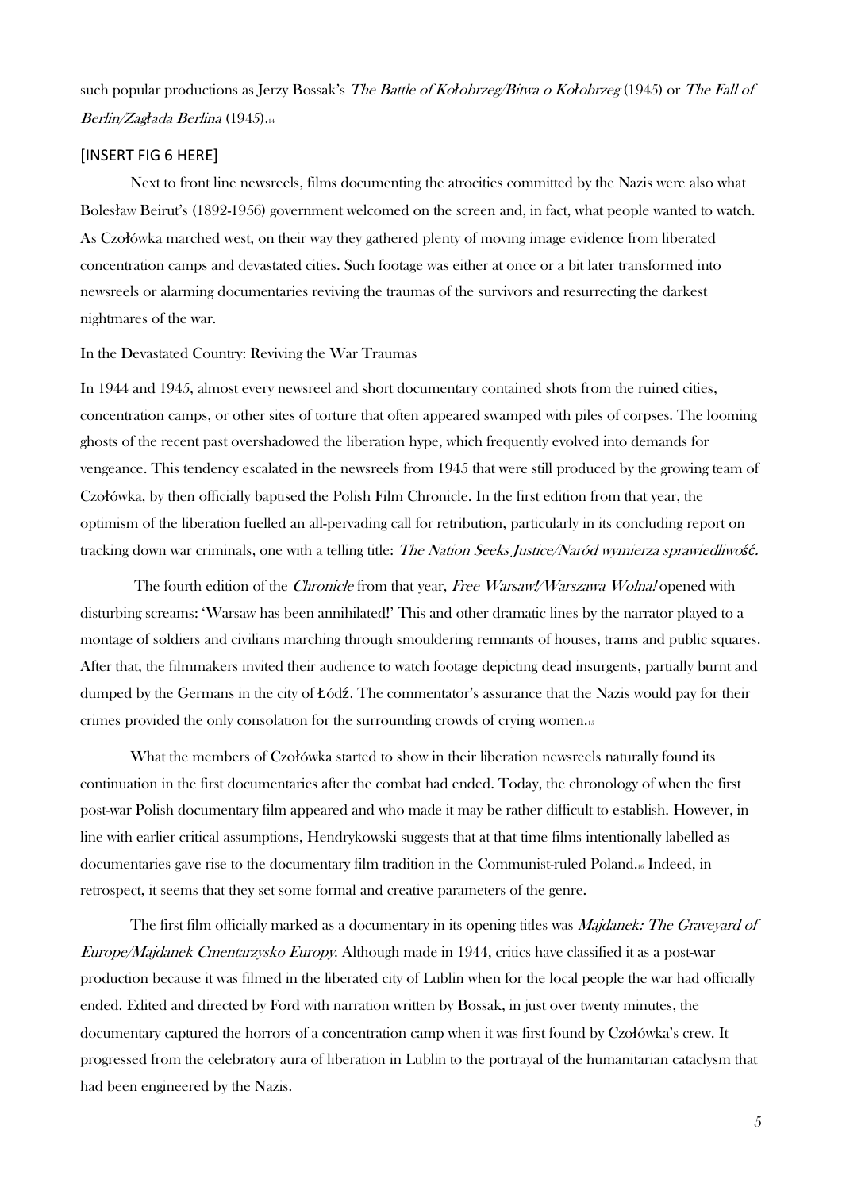such popular productions as Jerzy Bossak's *The Battle of Kołobrzeg/Bitwa o Kołobrzeg* (1945) or *The Fall of Berlin/Zagłada Berlina* (1945).[14]

[INSERT FIG 6 HERE]

Next to front line newsreels, films documenting the atrocities committed by the Nazis were also what Bolesław Beirut's (1892-1956) government welcomed on the screen and, in fact, what people wanted to watch. As Czołówka marched west, on their way they gathered plenty of moving image evidence from liberated concentration camps and devastated cities. Such footage was either at once or a bit later transformed into newsreels or alarming documentaries reviving the traumas of the survivors and resurrecting the darkest nightmares of the war.

## In the Devastated Country: Reviving the War Traumas

In 1944 and 1945, almost every newsreel and short documentary contained shots from the ruined cities, concentration camps, or other sites of torture that often appeared swamped with piles of corpses. The looming ghosts of the recent past overshadowed the liberation hype, which frequently evolved into demands for vengeance. This tendency escalated in the newsreels from 1945 that were still produced by the growing team of Czołówka, by then officially baptised the Polish Film Chronicle. In the first edition from that year, the optimism of the liberation fuelled an all-pervading call for retribution, particularly in its concluding report on tracking down war criminals, one with a telling title: *The Nation Seeks Justice/Naród wymierza sprawiedliwość.*

The fourth edition of the *Chronicle* from that year, *Free Warsaw!/Warszawa Wolna!* opened with disturbing screams: 'Warsaw has been annihilated!' This and other dramatic lines by the narrator played to a montage of soldiers and civilians marching through smouldering remnants of houses, trams and public squares. After that, the filmmakers invited their audience to watch footage depicting dead insurgents, partially burnt and dumped by the Germans in the city of Łódź. The commentator's assurance that the Nazis would pay for their crimes provided the only consolation for the surrounding crowds of crying women.[15]

What the members of Czołówka started to show in their liberation newsreels naturally found its continuation in the first documentaries after the combat had ended. Today, the chronology of when the first post-war Polish documentary film appeared and who made it may be rather difficult to establish. However, in line with earlier critical assumptions, Hendrykowski suggests that at that time films intentionally labelled as documentaries gave rise to the documentary film tradition in the Communist-ruled Poland.[16] Indeed, in retrospect, it seems that they set some formal and creative parameters of the genre.

The first film officially marked as a documentary in its opening titles was *Majdanek: The Graveyard of Europe/Majdanek Cmentarzysko Europy*. Although made in 1944, critics have classified it as a post-war production because it was filmed in the liberated city of Lublin when for the local people the war had officially ended. Edited and directed by Ford with narration written by Bossak, in just over twenty minutes, the documentary captured the horrors of a concentration camp when it was first found by Czołówka's crew. It progressed from the celebratory aura of liberation in Lublin to the portrayal of the humanitarian cataclysm that had been engineered by the Nazis.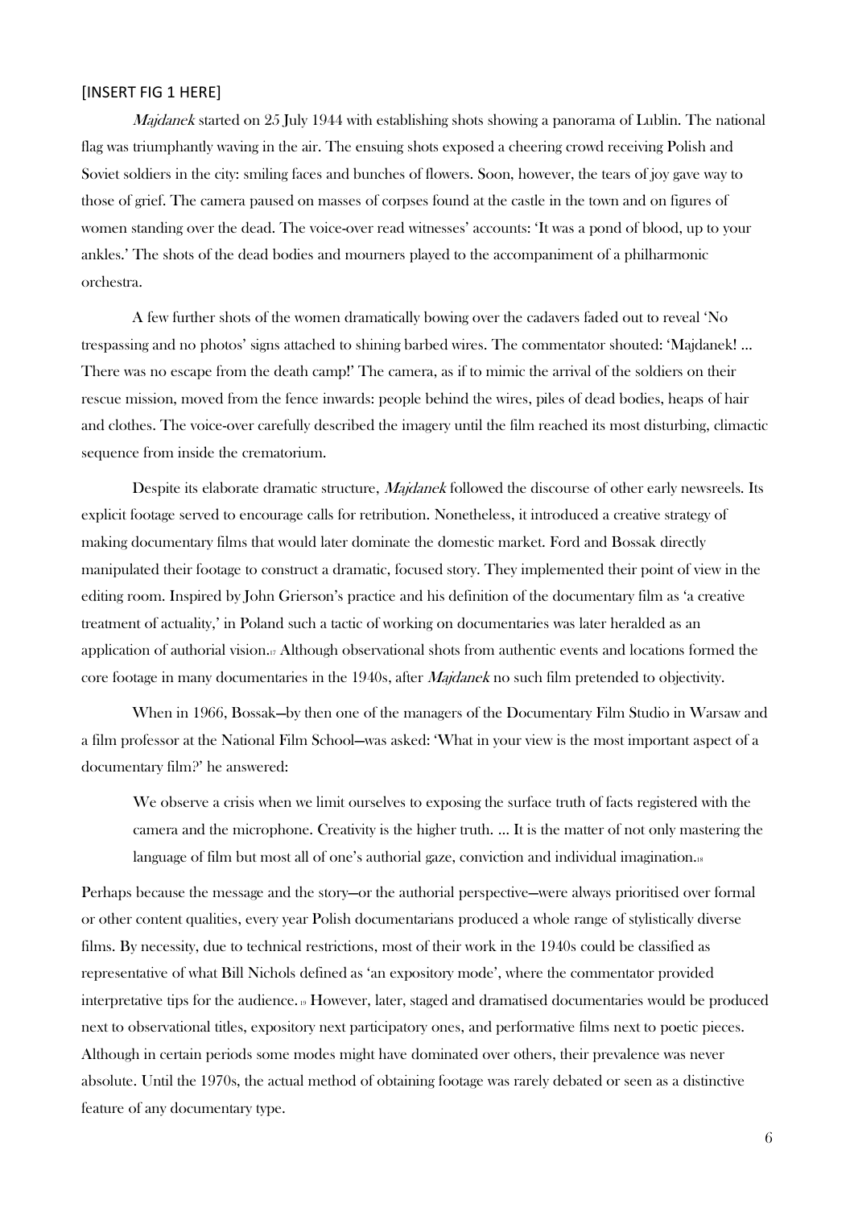[INSERT FIG 1 HERE]

*Majdanek* started on 25 July 1944 with establishing shots showing a panorama of Lublin. The national flag was triumphantly waving in the air. The ensuing shots exposed a cheering crowd receiving Polish and Soviet soldiers in the city: smiling faces and bunches of flowers. Soon, however, the tears of joy gave way to those of grief. The camera paused on masses of corpses found at the castle in the town and on figures of women standing over the dead. The voice-over read witnesses' accounts: 'It was a pond of blood, up to your ankles.' The shots of the dead bodies and mourners played to the accompaniment of a philharmonic orchestra.

A few further shots of the women dramatically bowing over the cadavers faded out to reveal 'No trespassing and no photos' signs attached to shining barbed wires. The commentator shouted: 'Majdanek! ... There was no escape from the death camp!' The camera, as if to mimic the arrival of the soldiers on their rescue mission, moved from the fence inwards: people behind the wires, piles of dead bodies, heaps of hair and clothes. The voice-over carefully described the imagery until the film reached its most disturbing, climactic sequence from inside the crematorium.

Despite its elaborate dramatic structure, *Majdanek* followed the discourse of other early newsreels. Its explicit footage served to encourage calls for retribution. Nonetheless, it introduced a creative strategy of making documentary films that would later dominate the domestic market. Ford and Bossak directly manipulated their footage to construct a dramatic, focused story. They implemented their point of view in the editing room. Inspired by John Grierson's practice and his definition of the documentary film as 'a creative treatment of actuality,' in Poland such a tactic of working on documentaries was later heralded as an application of authorial vision.[17] Although observational shots from authentic events and locations formed the core footage in many documentaries in the 1940s, after *Majdanek* no such film pretended to objectivity.

When in 1966, Bossak—by then one of the managers of the Documentary Film Studio in Warsaw and a film professor at the National Film School—was asked: 'What in your view is the most important aspect of a documentary film?' he answered:

> We observe a crisis when we limit ourselves to exposing the surface truth of facts registered with the camera and the microphone. Creativity is the higher truth. ... It is the matter of not only mastering the language of film but most all of one's authorial gaze, conviction and individual imagination.[18]

Perhaps because the message and the story—or the authorial perspective—were always prioritised over formal or other content qualities, every year Polish documentarians produced a whole range of stylistically diverse films. By necessity, due to technical restrictions, most of their work in the 1940s could be classified as representative of what Bill Nichols defined as 'an expository mode', where the commentator provided interpretative tips for the audience.[19] However, later, staged and dramatised documentaries would be produced next to observational titles, expository next participatory ones, and performative films next to poetic pieces. Although in certain periods some modes might have dominated over others, their prevalence was never absolute. Until the 1970s, the actual method of obtaining footage was rarely debated or seen as a distinctive feature of any documentary type.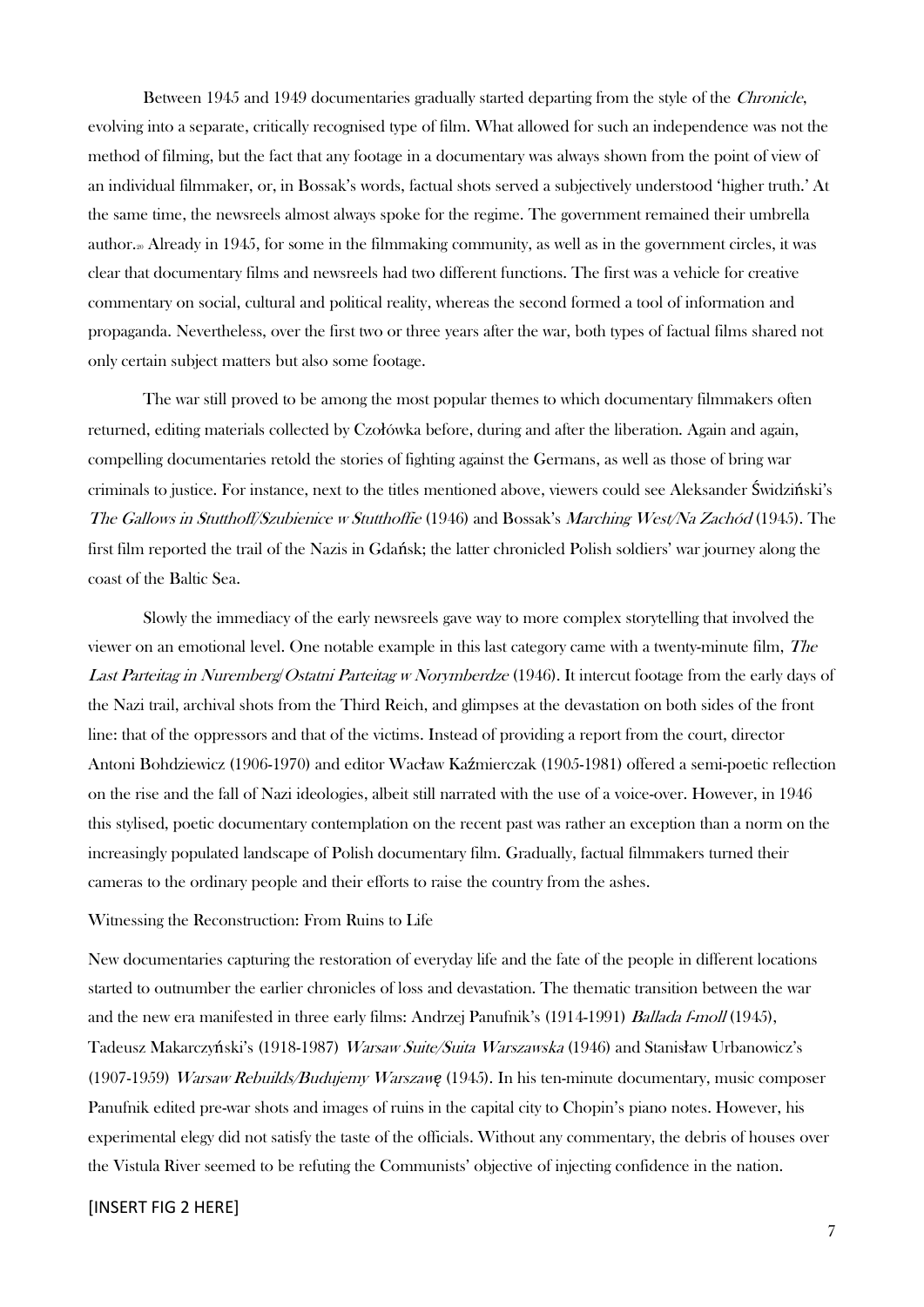Between 1945 and 1949 documentaries gradually started departing from the style of the *Chronicle*, evolving into a separate, critically recognised type of film. What allowed for such an independence was not the method of filming, but the fact that any footage in a documentary was always shown from the point of view of an individual filmmaker, or, in Bossak's words, factual shots served a subjectively understood 'higher truth.' At the same time, the newsreels almost always spoke for the regime. The government remained their umbrella author.[20] Already in 1945, for some in the filmmaking community, as well as in the government circles, it was clear that documentary films and newsreels had two different functions. The first was a vehicle for creative commentary on social, cultural and political reality, whereas the second formed a tool of information and propaganda. Nevertheless, over the first two or three years after the war, both types of factual films shared not only certain subject matters but also some footage.

The war still proved to be among the most popular themes to which documentary filmmakers often returned, editing materials collected by Czołówka before, during and after the liberation. Again and again, compelling documentaries retold the stories of fighting against the Germans, as well as those of bring war criminals to justice. For instance, next to the titles mentioned above, viewers could see Aleksander Świdziński's *The Gallows in Stutthoff/Szubienice w Stutthoffie* (1946) and Bossak's *Marching West/Na Zachód* (1945). The first film reported the trail of the Nazis in Gdańsk; the latter chronicled Polish soldiers' war journey along the coast of the Baltic Sea.

Slowly the immediacy of the early newsreels gave way to more complex storytelling that involved the viewer on an emotional level. One notable example in this last category came with a twenty-minute film, *The Last Parteitag in Nuremberg/Ostatni Parteitag w Norymberdze* (1946). It intercut footage from the early days of the Nazi trail, archival shots from the Third Reich, and glimpses at the devastation on both sides of the front line: that of the oppressors and that of the victims. Instead of providing a report from the court, director Antoni Bohdziewicz (1906-1970) and editor Wacław Kaźmierczak (1905-1981) offered a semi-poetic reflection on the rise and the fall of Nazi ideologies, albeit still narrated with the use of a voice-over. However, in 1946 this stylised, poetic documentary contemplation on the recent past was rather an exception than a norm on the increasingly populated landscape of Polish documentary film. Gradually, factual filmmakers turned their cameras to the ordinary people and their efforts to raise the country from the ashes.

## Witnessing the Reconstruction: From Ruins to Life

New documentaries capturing the restoration of everyday life and the fate of the people in different locations started to outnumber the earlier chronicles of loss and devastation. The thematic transition between the war and the new era manifested in three early films: Andrzej Panufnik's (1914-1991) *Ballada f-moll* (1945), Tadeusz Makarczyński's (1918-1987) *Warsaw Suite/Suita Warszawska* (1946) and Stanisław Urbanowicz's (1907-1959) *Warsaw Rebuilds/Budujemy Warszawę* (1945). In his ten-minute documentary, music composer Panufnik edited pre-war shots and images of ruins in the capital city to Chopin's piano notes. However, his experimental elegy did not satisfy the taste of the officials. Without any commentary, the debris of houses over the Vistula River seemed to be refuting the Communists' objective of injecting confidence in the nation.

[INSERT FIG 2 HERE]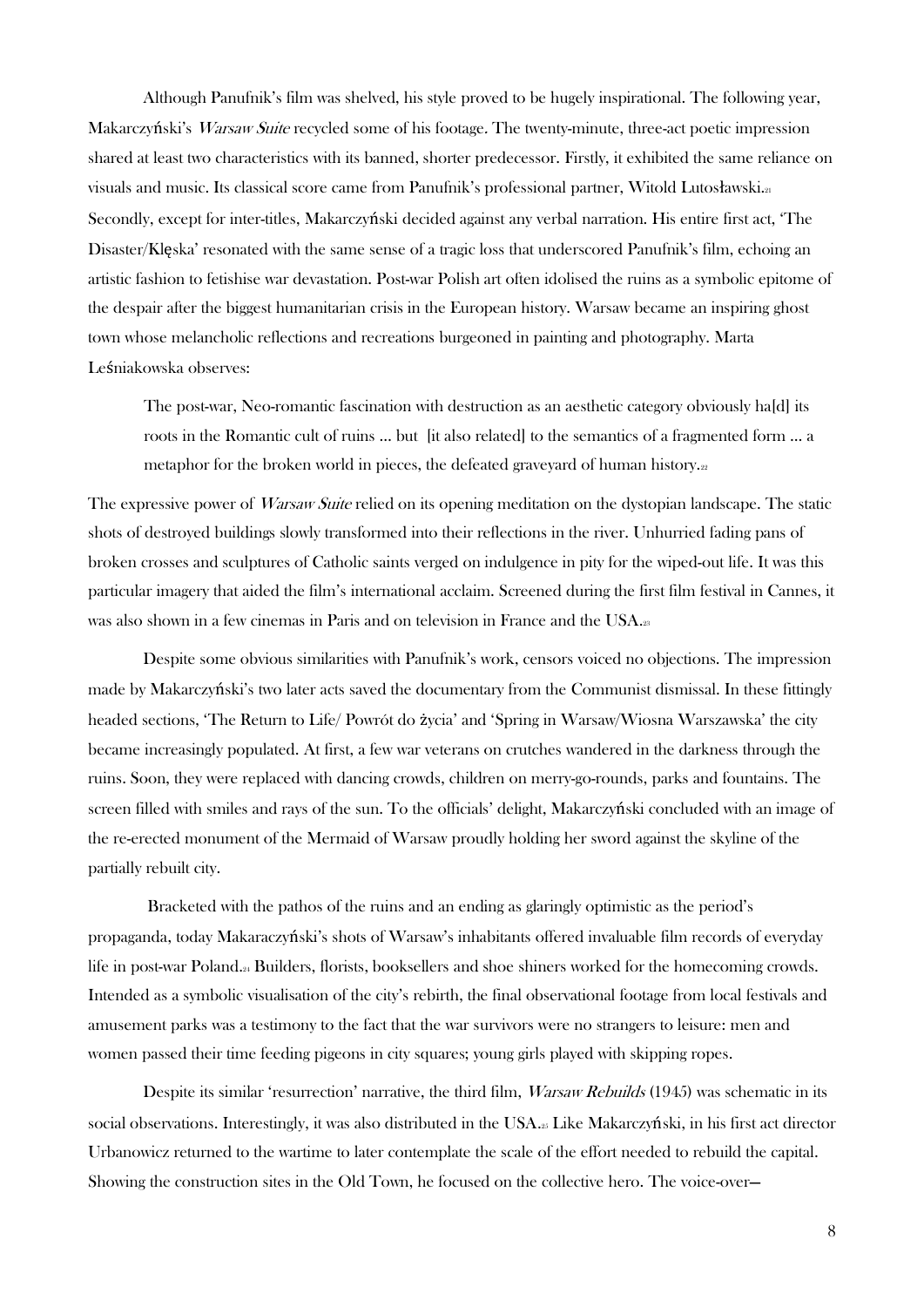Although Panufnik's film was shelved, his style proved to be hugely inspirational. The following year, Makarczyński's *Warsaw Suite* recycled some of his footage. The twenty-minute, three-act poetic impression shared at least two characteristics with its banned, shorter predecessor. Firstly, it exhibited the same reliance on visuals and music. Its classical score came from Panufnik's professional partner, Witold Lutosławski.[21] Secondly, except for inter-titles, Makarczyński decided against any verbal narration. His entire first act, 'The Disaster/Klęska' resonated with the same sense of a tragic loss that underscored Panufnik's film, echoing an artistic fashion to fetishise war devastation. Post-war Polish art often idolised the ruins as a symbolic epitome of the despair after the biggest humanitarian crisis in the European history. Warsaw became an inspiring ghost town whose melancholic reflections and recreations burgeoned in painting and photography. Marta Leśniakowska observes:

> The post-war, Neo-romantic fascination with destruction as an aesthetic category obviously ha[d] its roots in the Romantic cult of ruins ... but [it also related] to the semantics of a fragmented form ... a metaphor for the broken world in pieces, the defeated graveyard of human history.[22]

The expressive power of *Warsaw Suite* relied on its opening meditation on the dystopian landscape. The static shots of destroyed buildings slowly transformed into their reflections in the river. Unhurried fading pans of broken crosses and sculptures of Catholic saints verged on indulgence in pity for the wiped-out life. It was this particular imagery that aided the film's international acclaim. Screened during the first film festival in Cannes, it was also shown in a few cinemas in Paris and on television in France and the USA.[23]

Despite some obvious similarities with Panufnik's work, censors voiced no objections. The impression made by Makarczyński's two later acts saved the documentary from the Communist dismissal. In these fittingly headed sections, 'The Return to Life/ Powrót do życia' and 'Spring in Warsaw/Wiosna Warszawska' the city became increasingly populated. At first, a few war veterans on crutches wandered in the darkness through the ruins. Soon, they were replaced with dancing crowds, children on merry-go-rounds, parks and fountains. The screen filled with smiles and rays of the sun. To the officials' delight, Makarczyński concluded with an image of the re-erected monument of the Mermaid of Warsaw proudly holding her sword against the skyline of the partially rebuilt city.

Bracketed with the pathos of the ruins and an ending as glaringly optimistic as the period's propaganda, today Makaraczyński's shots of Warsaw's inhabitants offered invaluable film records of everyday life in post-war Poland.[24] Builders, florists, booksellers and shoe shiners worked for the homecoming crowds. Intended as a symbolic visualisation of the city's rebirth, the final observational footage from local festivals and amusement parks was a testimony to the fact that the war survivors were no strangers to leisure: men and women passed their time feeding pigeons in city squares; young girls played with skipping ropes.

Despite its similar 'resurrection' narrative, the third film, *Warsaw Rebuilds* (1945) was schematic in its social observations. Interestingly, it was also distributed in the USA.[25] Like Makarczyński, in his first act director Urbanowicz returned to the wartime to later contemplate the scale of the effort needed to rebuild the capital. Showing the construction sites in the Old Town, he focused on the collective hero. The voice-over—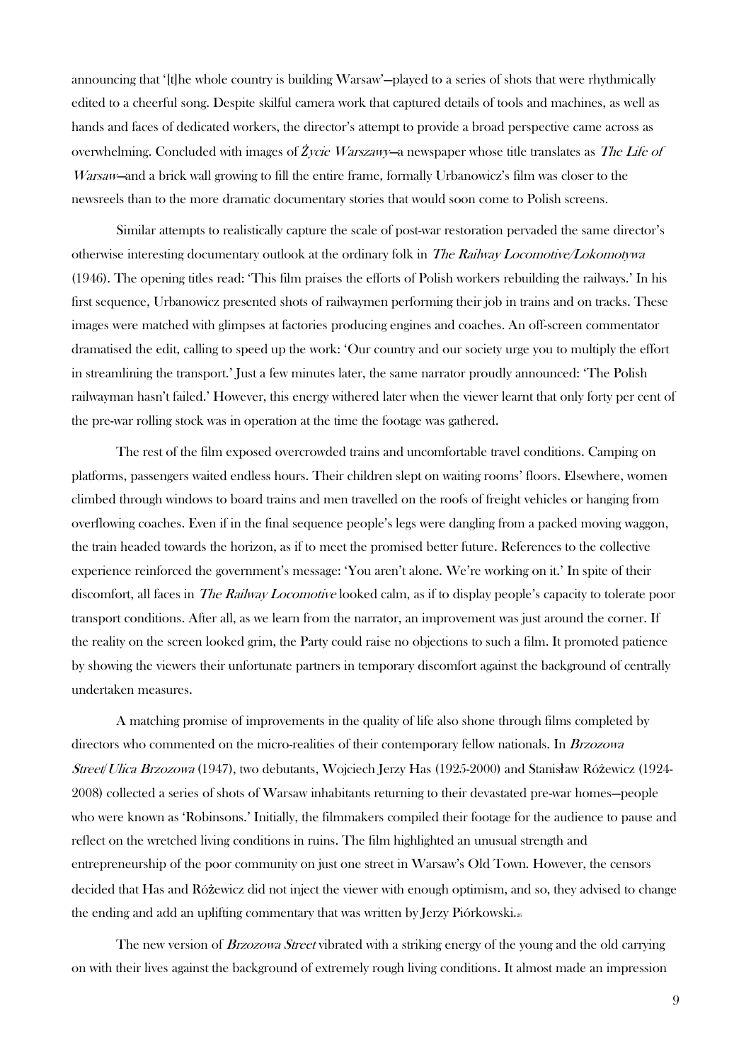announcing that '[t]he whole country is building Warsaw'—played to a series of shots that were rhythmically edited to a cheerful song. Despite skilful camera work that captured details of tools and machines, as well as hands and faces of dedicated workers, the director's attempt to provide a broad perspective came across as overwhelming. Concluded with images of *Życie Warszawy*—a newspaper whose title translates as *The Life of Warsaw*—and a brick wall growing to fill the entire frame, formally Urbanowicz's film was closer to the newsreels than to the more dramatic documentary stories that would soon come to Polish screens.

Similar attempts to realistically capture the scale of post-war restoration pervaded the same director's otherwise interesting documentary outlook at the ordinary folk in *The Railway Locomotive/Lokomotywa* (1946). The opening titles read: 'This film praises the efforts of Polish workers rebuilding the railways.' In his first sequence, Urbanowicz presented shots of railwaymen performing their job in trains and on tracks. These images were matched with glimpses at factories producing engines and coaches. An off-screen commentator dramatised the edit, calling to speed up the work: 'Our country and our society urge you to multiply the effort in streamlining the transport.' Just a few minutes later, the same narrator proudly announced: 'The Polish railwayman hasn't failed.' However, this energy withered later when the viewer learnt that only forty per cent of the pre-war rolling stock was in operation at the time the footage was gathered.

The rest of the film exposed overcrowded trains and uncomfortable travel conditions. Camping on platforms, passengers waited endless hours. Their children slept on waiting rooms' floors. Elsewhere, women climbed through windows to board trains and men travelled on the roofs of freight vehicles or hanging from overflowing coaches. Even if in the final sequence people's legs were dangling from a packed moving waggon, the train headed towards the horizon, as if to meet the promised better future. References to the collective experience reinforced the government's message: 'You aren't alone. We're working on it.' In spite of their discomfort, all faces in *The Railway Locomotive* looked calm, as if to display people's capacity to tolerate poor transport conditions. After all, as we learn from the narrator, an improvement was just around the corner. If the reality on the screen looked grim, the Party could raise no objections to such a film. It promoted patience by showing the viewers their unfortunate partners in temporary discomfort against the background of centrally undertaken measures.

A matching promise of improvements in the quality of life also shone through films completed by directors who commented on the micro-realities of their contemporary fellow nationals. In *Brzozowa Street/Ulica Brzozowa* (1947), two debutants, Wojciech Jerzy Has (1925-2000) and Stanisław Różewicz (1924-2008) collected a series of shots of Warsaw inhabitants returning to their devastated pre-war homes—people who were known as 'Robinsons.' Initially, the filmmakers compiled their footage for the audience to pause and reflect on the wretched living conditions in ruins. The film highlighted an unusual strength and entrepreneurship of the poor community on just one street in Warsaw's Old Town. However, the censors decided that Has and Różewicz did not inject the viewer with enough optimism, and so, they advised to change the ending and add an uplifting commentary that was written by Jerzy Piórkowski.[26]

The new version of *Brzozowa Street* vibrated with a striking energy of the young and the old carrying on with their lives against the background of extremely rough living conditions. It almost made an impression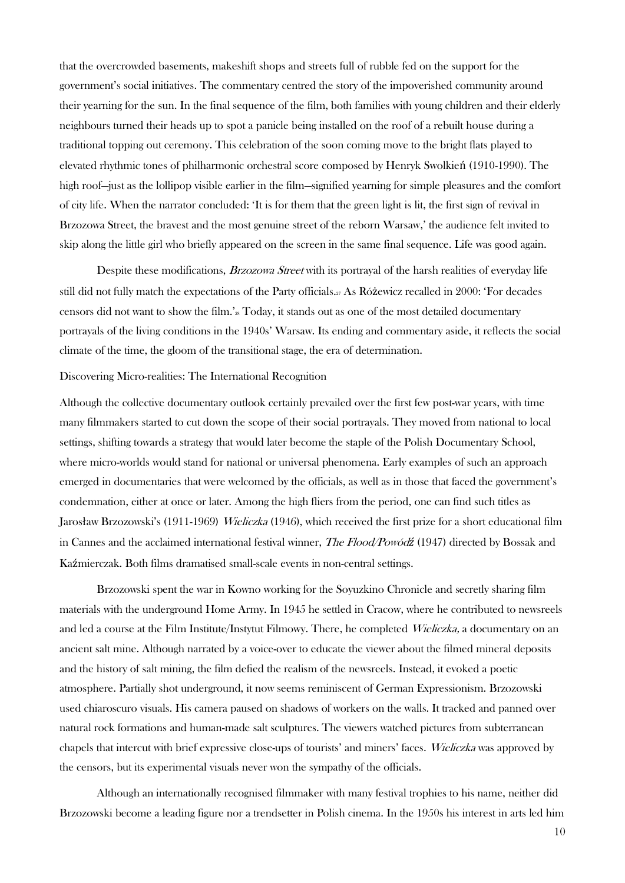that the overcrowded basements, makeshift shops and streets full of rubble fed on the support for the government's social initiatives. The commentary centred the story of the impoverished community around their yearning for the sun. In the final sequence of the film, both families with young children and their elderly neighbours turned their heads up to spot a panicle being installed on the roof of a rebuilt house during a traditional topping out ceremony. This celebration of the soon coming move to the bright flats played to elevated rhythmic tones of philharmonic orchestral score composed by Henryk Swolkień (1910-1990). The high roof—just as the lollipop visible earlier in the film—signified yearning for simple pleasures and the comfort of city life. When the narrator concluded: 'It is for them that the green light is lit, the first sign of revival in Brzozowa Street, the bravest and the most genuine street of the reborn Warsaw,' the audience felt invited to skip along the little girl who briefly appeared on the screen in the same final sequence. Life was good again.

Despite these modifications, *Brzozowa Street* with its portrayal of the harsh realities of everyday life still did not fully match the expectations of the Party officials.[27] As Różewicz recalled in 2000: 'For decades censors did not want to show the film.'[28] Today, it stands out as one of the most detailed documentary portrayals of the living conditions in the 1940s' Warsaw. Its ending and commentary aside, it reflects the social climate of the time, the gloom of the transitional stage, the era of determination.

## Discovering Micro-realities: The International Recognition

Although the collective documentary outlook certainly prevailed over the first few post-war years, with time many filmmakers started to cut down the scope of their social portrayals. They moved from national to local settings, shifting towards a strategy that would later become the staple of the Polish Documentary School, where micro-worlds would stand for national or universal phenomena. Early examples of such an approach emerged in documentaries that were welcomed by the officials, as well as in those that faced the government's condemnation, either at once or later. Among the high fliers from the period, one can find such titles as Jarosław Brzozowski's (1911-1969) *Wieliczka* (1946), which received the first prize for a short educational film in Cannes and the acclaimed international festival winner, *The Flood/Powódź* (1947) directed by Bossak and Kaźmierczak. Both films dramatised small-scale events in non-central settings.

Brzozowski spent the war in Kowno working for the Soyuzkino Chronicle and secretly sharing film materials with the underground Home Army. In 1945 he settled in Cracow, where he contributed to newsreels and led a course at the Film Institute/Instytut Filmowy. There, he completed *Wieliczka,* a documentary on an ancient salt mine. Although narrated by a voice-over to educate the viewer about the filmed mineral deposits and the history of salt mining, the film defied the realism of the newsreels. Instead, it evoked a poetic atmosphere. Partially shot underground, it now seems reminiscent of German Expressionism. Brzozowski used chiaroscuro visuals. His camera paused on shadows of workers on the walls. It tracked and panned over natural rock formations and human-made salt sculptures. The viewers watched pictures from subterranean chapels that intercut with brief expressive close-ups of tourists' and miners' faces. *Wieliczka* was approved by the censors, but its experimental visuals never won the sympathy of the officials.

Although an internationally recognised filmmaker with many festival trophies to his name, neither did Brzozowski become a leading figure nor a trendsetter in Polish cinema. In the 1950s his interest in arts led him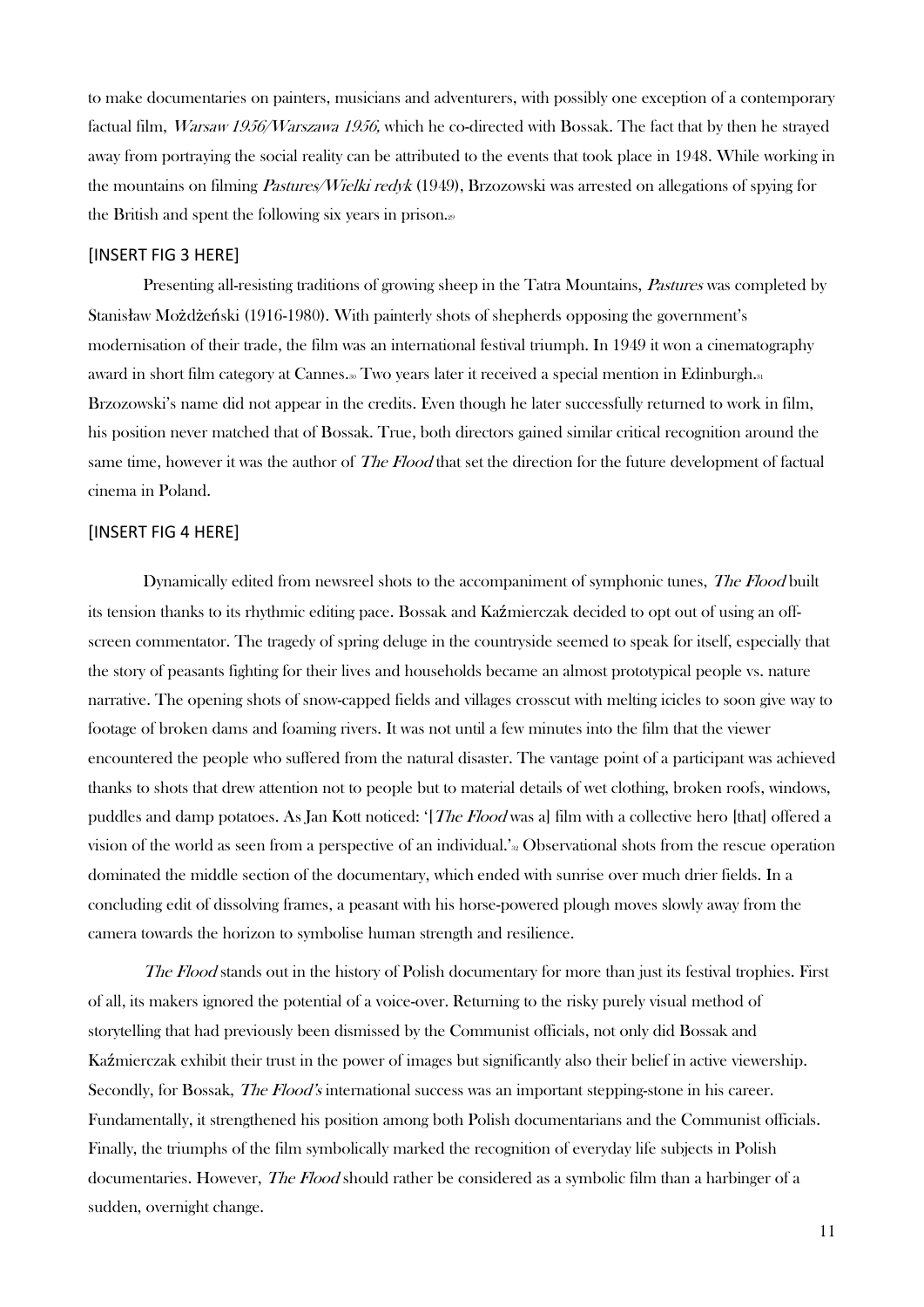to make documentaries on painters, musicians and adventurers, with possibly one exception of a contemporary factual film, *Warsaw 1956/Warszawa 1956,* which he co-directed with Bossak. The fact that by then he strayed away from portraying the social reality can be attributed to the events that took place in 1948. While working in the mountains on filming *Pastures/Wielki redyk* (1949), Brzozowski was arrested on allegations of spying for the British and spent the following six years in prison.[29]

[INSERT FIG 3 HERE]

Presenting all-resisting traditions of growing sheep in the Tatra Mountains, *Pastures* was completed by Stanisław Możdżeński (1916-1980). With painterly shots of shepherds opposing the government's modernisation of their trade, the film was an international festival triumph. In 1949 it won a cinematography award in short film category at Cannes.[30] Two years later it received a special mention in Edinburgh.[31] Brzozowski's name did not appear in the credits. Even though he later successfully returned to work in film, his position never matched that of Bossak. True, both directors gained similar critical recognition around the same time, however it was the author of *The Flood* that set the direction for the future development of factual cinema in Poland.

[INSERT FIG 4 HERE]

Dynamically edited from newsreel shots to the accompaniment of symphonic tunes, *The Flood* built its tension thanks to its rhythmic editing pace. Bossak and Kaźmierczak decided to opt out of using an off-screen commentator. The tragedy of spring deluge in the countryside seemed to speak for itself, especially that the story of peasants fighting for their lives and households became an almost prototypical people vs. nature narrative. The opening shots of snow-capped fields and villages crosscut with melting icicles to soon give way to footage of broken dams and foaming rivers. It was not until a few minutes into the film that the viewer encountered the people who suffered from the natural disaster. The vantage point of a participant was achieved thanks to shots that drew attention not to people but to material details of wet clothing, broken roofs, windows, puddles and damp potatoes. As Jan Kott noticed: '[*The Flood* was a] film with a collective hero [that] offered a vision of the world as seen from a perspective of an individual.'[32] Observational shots from the rescue operation dominated the middle section of the documentary, which ended with sunrise over much drier fields. In a concluding edit of dissolving frames, a peasant with his horse-powered plough moves slowly away from the camera towards the horizon to symbolise human strength and resilience.

*The Flood* stands out in the history of Polish documentary for more than just its festival trophies. First of all, its makers ignored the potential of a voice-over. Returning to the risky purely visual method of storytelling that had previously been dismissed by the Communist officials, not only did Bossak and Kaźmierczak exhibit their trust in the power of images but significantly also their belief in active viewership. Secondly, for Bossak, *The Flood's* international success was an important stepping-stone in his career. Fundamentally, it strengthened his position among both Polish documentarians and the Communist officials. Finally, the triumphs of the film symbolically marked the recognition of everyday life subjects in Polish documentaries. However, *The Flood* should rather be considered as a symbolic film than a harbinger of a sudden, overnight change.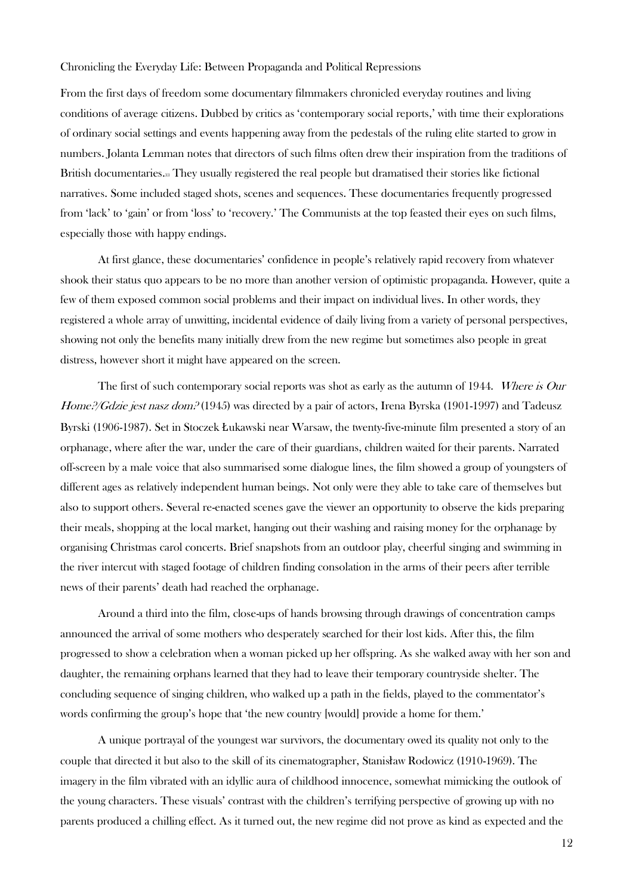Chronicling the Everyday Life: Between Propaganda and Political Repressions

From the first days of freedom some documentary filmmakers chronicled everyday routines and living conditions of average citizens. Dubbed by critics as 'contemporary social reports,' with time their explorations of ordinary social settings and events happening away from the pedestals of the ruling elite started to grow in numbers. Jolanta Lemman notes that directors of such films often drew their inspiration from the traditions of British documentaries.[33] They usually registered the real people but dramatised their stories like fictional narratives. Some included staged shots, scenes and sequences. These documentaries frequently progressed from 'lack' to 'gain' or from 'loss' to 'recovery.' The Communists at the top feasted their eyes on such films, especially those with happy endings.

At first glance, these documentaries' confidence in people's relatively rapid recovery from whatever shook their status quo appears to be no more than another version of optimistic propaganda. However, quite a few of them exposed common social problems and their impact on individual lives. In other words, they registered a whole array of unwitting, incidental evidence of daily living from a variety of personal perspectives, showing not only the benefits many initially drew from the new regime but sometimes also people in great distress, however short it might have appeared on the screen.

The first of such contemporary social reports was shot as early as the autumn of 1944. *Where is Our Home?/Gdzie jest nasz dom?* (1945) was directed by a pair of actors, Irena Byrska (1901-1997) and Tadeusz Byrski (1906-1987). Set in Stoczek Łukawski near Warsaw, the twenty-five-minute film presented a story of an orphanage, where after the war, under the care of their guardians, children waited for their parents. Narrated off-screen by a male voice that also summarised some dialogue lines, the film showed a group of youngsters of different ages as relatively independent human beings. Not only were they able to take care of themselves but also to support others. Several re-enacted scenes gave the viewer an opportunity to observe the kids preparing their meals, shopping at the local market, hanging out their washing and raising money for the orphanage by organising Christmas carol concerts. Brief snapshots from an outdoor play, cheerful singing and swimming in the river intercut with staged footage of children finding consolation in the arms of their peers after terrible news of their parents' death had reached the orphanage.

Around a third into the film, close-ups of hands browsing through drawings of concentration camps announced the arrival of some mothers who desperately searched for their lost kids. After this, the film progressed to show a celebration when a woman picked up her offspring. As she walked away with her son and daughter, the remaining orphans learned that they had to leave their temporary countryside shelter. The concluding sequence of singing children, who walked up a path in the fields, played to the commentator's words confirming the group's hope that 'the new country [would] provide a home for them.'

A unique portrayal of the youngest war survivors, the documentary owed its quality not only to the couple that directed it but also to the skill of its cinematographer, Stanisław Rodowicz (1910-1969). The imagery in the film vibrated with an idyllic aura of childhood innocence, somewhat mimicking the outlook of the young characters. These visuals' contrast with the children's terrifying perspective of growing up with no parents produced a chilling effect. As it turned out, the new regime did not prove as kind as expected and the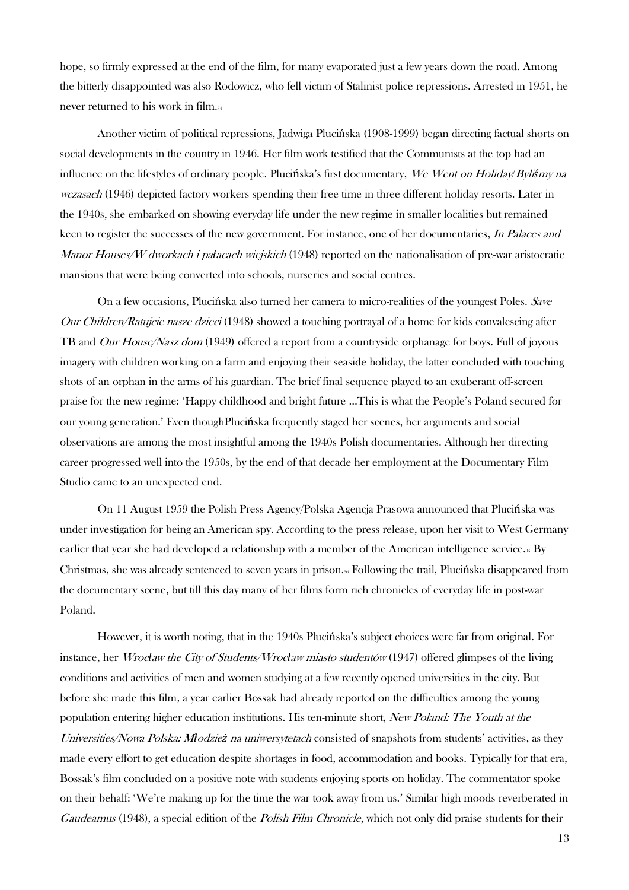hope, so firmly expressed at the end of the film, for many evaporated just a few years down the road. Among the bitterly disappointed was also Rodowicz, who fell victim of Stalinist police repressions. Arrested in 1951, he never returned to his work in film.[34]

Another victim of political repressions, Jadwiga Plucińska (1908-1999) began directing factual shorts on social developments in the country in 1946. Her film work testified that the Communists at the top had an influence on the lifestyles of ordinary people. Plucińska's first documentary, *We Went on Holiday/Byliśmy na wczasach* (1946) depicted factory workers spending their free time in three different holiday resorts. Later in the 1940s, she embarked on showing everyday life under the new regime in smaller localities but remained keen to register the successes of the new government. For instance, one of her documentaries, *In Palaces and Manor Houses/W dworkach i pałacach wiejskich* (1948) reported on the nationalisation of pre-war aristocratic mansions that were being converted into schools, nurseries and social centres.

On a few occasions, Plucińska also turned her camera to micro-realities of the youngest Poles. *Save Our Children/Ratujcie nasze dzieci* (1948) showed a touching portrayal of a home for kids convalescing after TB and *Our House/Nasz dom* (1949) offered a report from a countryside orphanage for boys. Full of joyous imagery with children working on a farm and enjoying their seaside holiday, the latter concluded with touching shots of an orphan in the arms of his guardian. The brief final sequence played to an exuberant off-screen praise for the new regime: 'Happy childhood and bright future ...This is what the People's Poland secured for our young generation.' Even thoughPlucińska frequently staged her scenes, her arguments and social observations are among the most insightful among the 1940s Polish documentaries. Although her directing career progressed well into the 1950s, by the end of that decade her employment at the Documentary Film Studio came to an unexpected end.

On 11 August 1959 the Polish Press Agency/Polska Agencja Prasowa announced that Plucińska was under investigation for being an American spy. According to the press release, upon her visit to West Germany earlier that year she had developed a relationship with a member of the American intelligence service.[35] By Christmas, she was already sentenced to seven years in prison.[36] Following the trail, Plucińska disappeared from the documentary scene, but till this day many of her films form rich chronicles of everyday life in post-war Poland.

However, it is worth noting, that in the 1940s Plucińska's subject choices were far from original. For instance, her *Wrocław the City of Students/Wrocław miasto studentów* (1947) offered glimpses of the living conditions and activities of men and women studying at a few recently opened universities in the city. But before she made this film, a year earlier Bossak had already reported on the difficulties among the young population entering higher education institutions. His ten-minute short, *New Poland: The Youth at the Universities/Nowa Polska: Młodzież na uniwersytetach* consisted of snapshots from students' activities, as they made every effort to get education despite shortages in food, accommodation and books. Typically for that era, Bossak's film concluded on a positive note with students enjoying sports on holiday. The commentator spoke on their behalf: 'We're making up for the time the war took away from us.' Similar high moods reverberated in *Gaudeamus* (1948), a special edition of the *Polish Film Chronicle*, which not only did praise students for their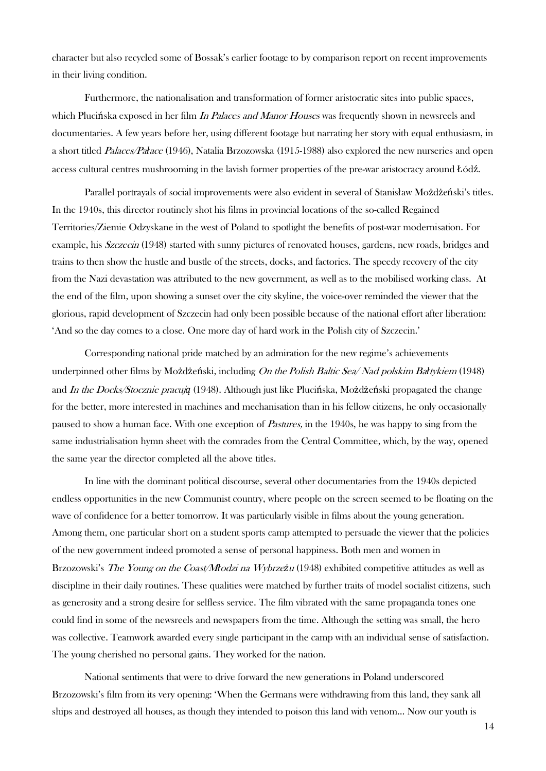character but also recycled some of Bossak's earlier footage to by comparison report on recent improvements in their living condition.

Furthermore, the nationalisation and transformation of former aristocratic sites into public spaces, which Plucińska exposed in her film *In Palaces and Manor Houses* was frequently shown in newsreels and documentaries. A few years before her, using different footage but narrating her story with equal enthusiasm, in a short titled *Palaces/Pałace* (1946), Natalia Brzozowska (1915-1988) also explored the new nurseries and open access cultural centres mushrooming in the lavish former properties of the pre-war aristocracy around Łódź.

Parallel portrayals of social improvements were also evident in several of Stanisław Możdżeński's titles. In the 1940s, this director routinely shot his films in provincial locations of the so-called Regained Territories/Ziemie Odzyskane in the west of Poland to spotlight the benefits of post-war modernisation. For example, his *Szczecin* (1948) started with sunny pictures of renovated houses, gardens, new roads, bridges and trains to then show the hustle and bustle of the streets, docks, and factories. The speedy recovery of the city from the Nazi devastation was attributed to the new government, as well as to the mobilised working class. At the end of the film, upon showing a sunset over the city skyline, the voice-over reminded the viewer that the glorious, rapid development of Szczecin had only been possible because of the national effort after liberation: 'And so the day comes to a close. One more day of hard work in the Polish city of Szczecin.'

Corresponding national pride matched by an admiration for the new regime's achievements underpinned other films by Możdżeński, including *On the Polish Baltic Sea/ Nad polskim Bałtykiem* (1948) and *In the Docks/Stocznie pracują* (1948). Although just like Plucińska, Możdżeński propagated the change for the better, more interested in machines and mechanisation than in his fellow citizens, he only occasionally paused to show a human face. With one exception of *Pastures,* in the 1940s, he was happy to sing from the same industrialisation hymn sheet with the comrades from the Central Committee, which, by the way, opened the same year the director completed all the above titles.

In line with the dominant political discourse, several other documentaries from the 1940s depicted endless opportunities in the new Communist country, where people on the screen seemed to be floating on the wave of confidence for a better tomorrow. It was particularly visible in films about the young generation. Among them, one particular short on a student sports camp attempted to persuade the viewer that the policies of the new government indeed promoted a sense of personal happiness. Both men and women in Brzozowski's *The Young on the Coast/Młodzi na Wybrzeżu* (1948) exhibited competitive attitudes as well as discipline in their daily routines. These qualities were matched by further traits of model socialist citizens, such as generosity and a strong desire for selfless service. The film vibrated with the same propaganda tones one could find in some of the newsreels and newspapers from the time. Although the setting was small, the hero was collective. Teamwork awarded every single participant in the camp with an individual sense of satisfaction. The young cherished no personal gains. They worked for the nation.

National sentiments that were to drive forward the new generations in Poland underscored Brzozowski's film from its very opening: 'When the Germans were withdrawing from this land, they sank all ships and destroyed all houses, as though they intended to poison this land with venom... Now our youth is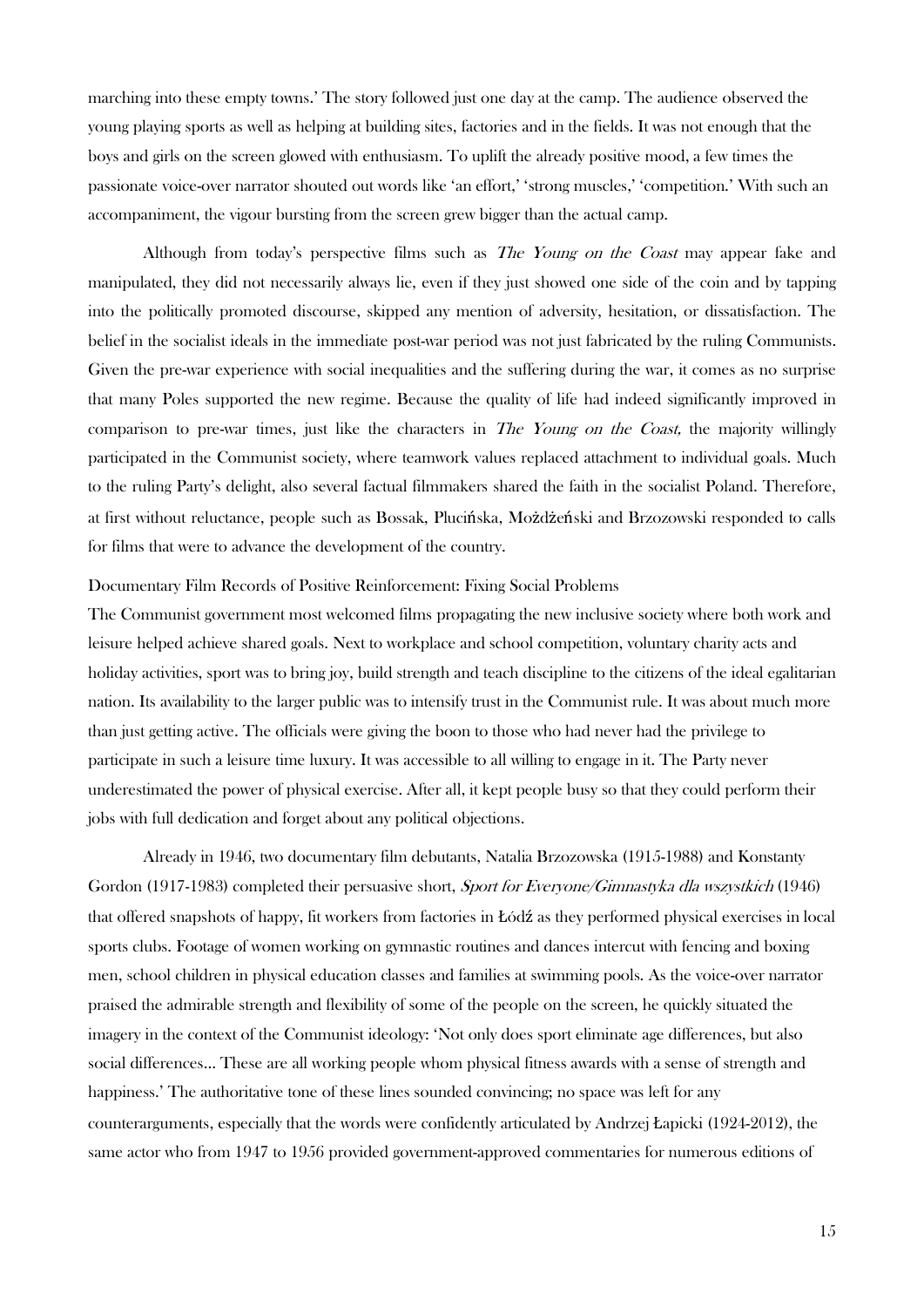marching into these empty towns.' The story followed just one day at the camp. The audience observed the young playing sports as well as helping at building sites, factories and in the fields. It was not enough that the boys and girls on the screen glowed with enthusiasm. To uplift the already positive mood, a few times the passionate voice-over narrator shouted out words like 'an effort,' 'strong muscles,' 'competition.' With such an accompaniment, the vigour bursting from the screen grew bigger than the actual camp.

Although from today's perspective films such as *The Young on the Coast* may appear fake and manipulated, they did not necessarily always lie, even if they just showed one side of the coin and by tapping into the politically promoted discourse, skipped any mention of adversity, hesitation, or dissatisfaction. The belief in the socialist ideals in the immediate post-war period was not just fabricated by the ruling Communists. Given the pre-war experience with social inequalities and the suffering during the war, it comes as no surprise that many Poles supported the new regime. Because the quality of life had indeed significantly improved in comparison to pre-war times, just like the characters in *The Young on the Coast,* the majority willingly participated in the Communist society, where teamwork values replaced attachment to individual goals. Much to the ruling Party's delight, also several factual filmmakers shared the faith in the socialist Poland. Therefore, at first without reluctance, people such as Bossak, Plucińska, Możdżeński and Brzozowski responded to calls for films that were to advance the development of the country.

## Documentary Film Records of Positive Reinforcement: Fixing Social Problems

The Communist government most welcomed films propagating the new inclusive society where both work and leisure helped achieve shared goals. Next to workplace and school competition, voluntary charity acts and holiday activities, sport was to bring joy, build strength and teach discipline to the citizens of the ideal egalitarian nation. Its availability to the larger public was to intensify trust in the Communist rule. It was about much more than just getting active. The officials were giving the boon to those who had never had the privilege to participate in such a leisure time luxury. It was accessible to all willing to engage in it. The Party never underestimated the power of physical exercise. After all, it kept people busy so that they could perform their jobs with full dedication and forget about any political objections.

Already in 1946, two documentary film debutants, Natalia Brzozowska (1915-1988) and Konstanty Gordon (1917-1983) completed their persuasive short, *Sport for Everyone/Gimnastyka dla wszystkich* (1946) that offered snapshots of happy, fit workers from factories in Łódź as they performed physical exercises in local sports clubs. Footage of women working on gymnastic routines and dances intercut with fencing and boxing men, school children in physical education classes and families at swimming pools. As the voice-over narrator praised the admirable strength and flexibility of some of the people on the screen, he quickly situated the imagery in the context of the Communist ideology: 'Not only does sport eliminate age differences, but also social differences… These are all working people whom physical fitness awards with a sense of strength and happiness.' The authoritative tone of these lines sounded convincing; no space was left for any counterarguments, especially that the words were confidently articulated by Andrzej Łapicki (1924-2012), the same actor who from 1947 to 1956 provided government-approved commentaries for numerous editions of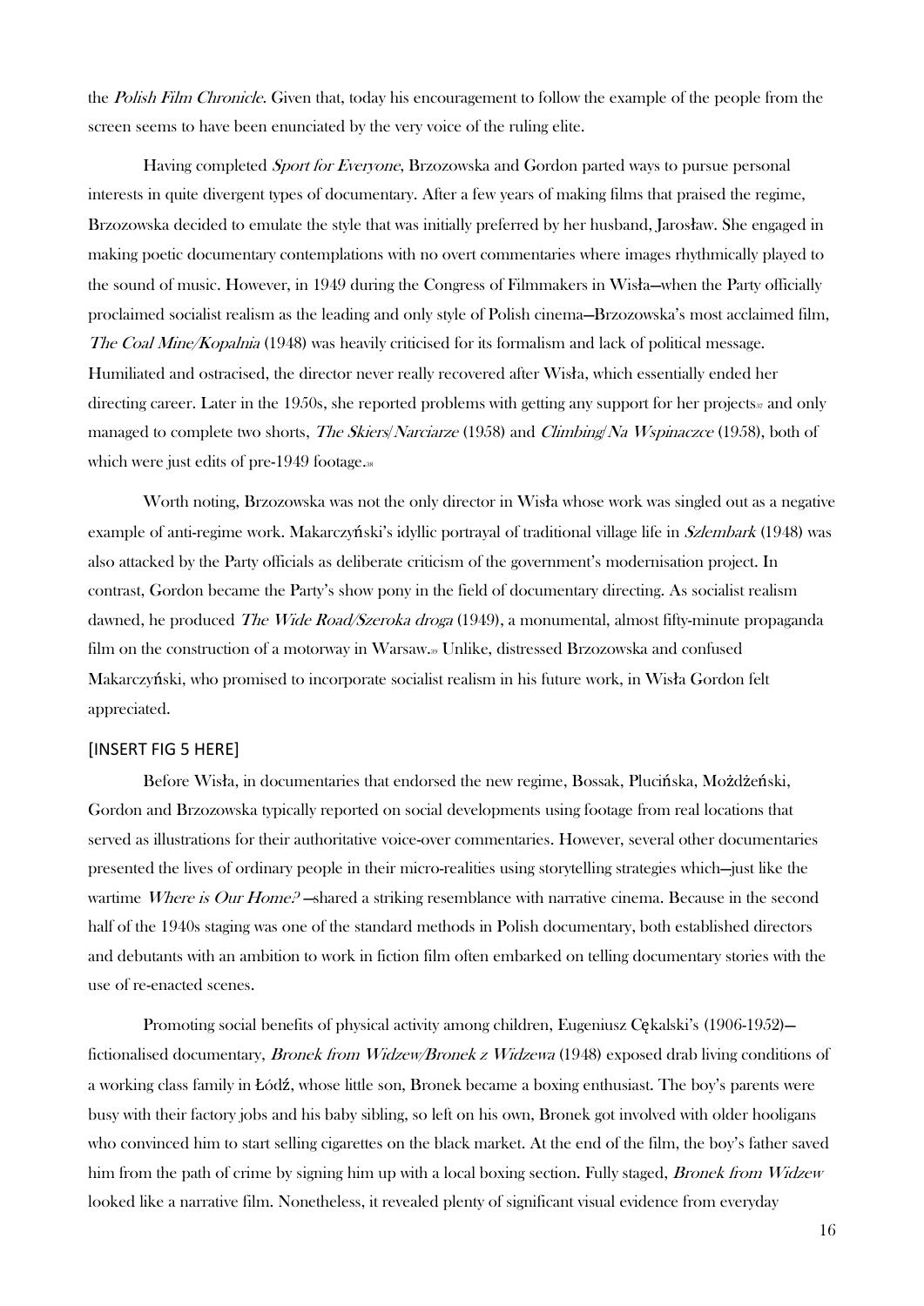the *Polish Film Chronicle*. Given that, today his encouragement to follow the example of the people from the screen seems to have been enunciated by the very voice of the ruling elite.

Having completed *Sport for Everyone*, Brzozowska and Gordon parted ways to pursue personal interests in quite divergent types of documentary. After a few years of making films that praised the regime, Brzozowska decided to emulate the style that was initially preferred by her husband, Jarosław. She engaged in making poetic documentary contemplations with no overt commentaries where images rhythmically played to the sound of music. However, in 1949 during the Congress of Filmmakers in Wisła—when the Party officially proclaimed socialist realism as the leading and only style of Polish cinema—Brzozowska's most acclaimed film, *The Coal Mine/Kopalnia* (1948) was heavily criticised for its formalism and lack of political message. Humiliated and ostracised, the director never really recovered after Wisła, which essentially ended her directing career. Later in the 1950s, she reported problems with getting any support for her projects[37] and only managed to complete two shorts, *The Skiers/Narciarze* (1958) and *Climbing/Na Wspinaczce* (1958), both of which were just edits of pre-1949 footage.[38]

Worth noting, Brzozowska was not the only director in Wisła whose work was singled out as a negative example of anti-regime work. Makarczyński's idyllic portrayal of traditional village life in *Szlembark* (1948) was also attacked by the Party officials as deliberate criticism of the government's modernisation project. In contrast, Gordon became the Party's show pony in the field of documentary directing. As socialist realism dawned, he produced *The Wide Road/Szeroka droga* (1949), a monumental, almost fifty-minute propaganda film on the construction of a motorway in Warsaw.[39] Unlike, distressed Brzozowska and confused Makarczyński, who promised to incorporate socialist realism in his future work, in Wisła Gordon felt appreciated.

[INSERT FIG 5 HERE]

Before Wisła, in documentaries that endorsed the new regime, Bossak, Plucińska, Możdżeński, Gordon and Brzozowska typically reported on social developments using footage from real locations that served as illustrations for their authoritative voice-over commentaries. However, several other documentaries presented the lives of ordinary people in their micro-realities using storytelling strategies which—just like the wartime *Where is Our Home?* —shared a striking resemblance with narrative cinema. Because in the second half of the 1940s staging was one of the standard methods in Polish documentary, both established directors and debutants with an ambition to work in fiction film often embarked on telling documentary stories with the use of re-enacted scenes.

Promoting social benefits of physical activity among children, Eugeniusz Cękalski's (1906-1952)—fictionalised documentary, *Bronek from Widzew/Bronek z Widzewa* (1948) exposed drab living conditions of a working class family in Łódź, whose little son, Bronek became a boxing enthusiast. The boy's parents were busy with their factory jobs and his baby sibling, so left on his own, Bronek got involved with older hooligans who convinced him to start selling cigarettes on the black market. At the end of the film, the boy's father saved him from the path of crime by signing him up with a local boxing section. Fully staged, *Bronek from Widzew* looked like a narrative film. Nonetheless, it revealed plenty of significant visual evidence from everyday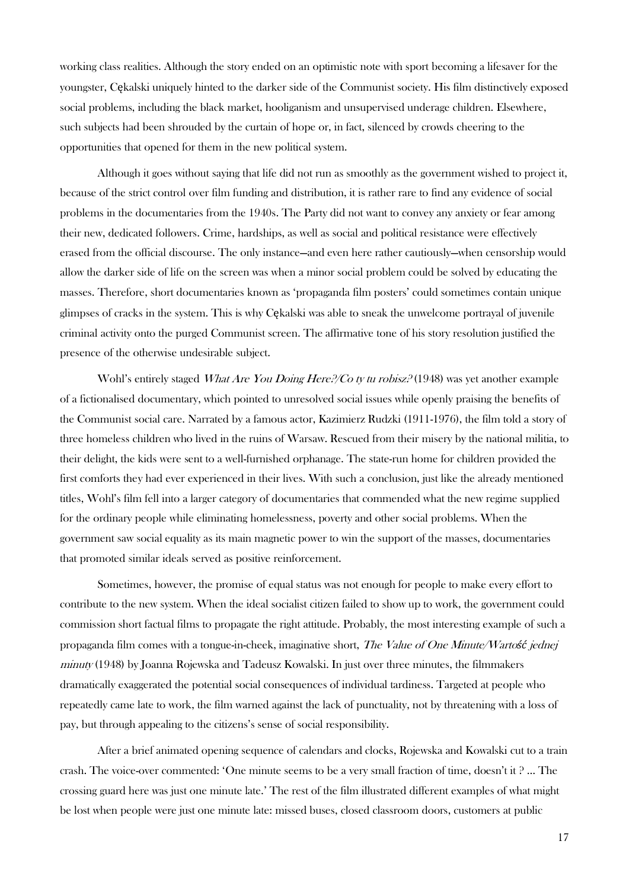working class realities. Although the story ended on an optimistic note with sport becoming a lifesaver for the youngster, Cękalski uniquely hinted to the darker side of the Communist society. His film distinctively exposed social problems, including the black market, hooliganism and unsupervised underage children. Elsewhere, such subjects had been shrouded by the curtain of hope or, in fact, silenced by crowds cheering to the opportunities that opened for them in the new political system.

Although it goes without saying that life did not run as smoothly as the government wished to project it, because of the strict control over film funding and distribution, it is rather rare to find any evidence of social problems in the documentaries from the 1940s. The Party did not want to convey any anxiety or fear among their new, dedicated followers. Crime, hardships, as well as social and political resistance were effectively erased from the official discourse. The only instance—and even here rather cautiously—when censorship would allow the darker side of life on the screen was when a minor social problem could be solved by educating the masses. Therefore, short documentaries known as 'propaganda film posters' could sometimes contain unique glimpses of cracks in the system. This is why Cękalski was able to sneak the unwelcome portrayal of juvenile criminal activity onto the purged Communist screen. The affirmative tone of his story resolution justified the presence of the otherwise undesirable subject.

Wohl's entirely staged *What Are You Doing Here?/Co ty tu robisz?* (1948) was yet another example of a fictionalised documentary, which pointed to unresolved social issues while openly praising the benefits of the Communist social care. Narrated by a famous actor, Kazimierz Rudzki (1911-1976), the film told a story of three homeless children who lived in the ruins of Warsaw. Rescued from their misery by the national militia, to their delight, the kids were sent to a well-furnished orphanage. The state-run home for children provided the first comforts they had ever experienced in their lives. With such a conclusion, just like the already mentioned titles, Wohl's film fell into a larger category of documentaries that commended what the new regime supplied for the ordinary people while eliminating homelessness, poverty and other social problems. When the government saw social equality as its main magnetic power to win the support of the masses, documentaries that promoted similar ideals served as positive reinforcement.

Sometimes, however, the promise of equal status was not enough for people to make every effort to contribute to the new system. When the ideal socialist citizen failed to show up to work, the government could commission short factual films to propagate the right attitude. Probably, the most interesting example of such a propaganda film comes with a tongue-in-cheek, imaginative short, *The Value of One Minute/Wartość jednej minuty* (1948) by Joanna Rojewska and Tadeusz Kowalski. In just over three minutes, the filmmakers dramatically exaggerated the potential social consequences of individual tardiness. Targeted at people who repeatedly came late to work, the film warned against the lack of punctuality, not by threatening with a loss of pay, but through appealing to the citizens's sense of social responsibility.

After a brief animated opening sequence of calendars and clocks, Rojewska and Kowalski cut to a train crash. The voice-over commented: 'One minute seems to be a very small fraction of time, doesn't it ? ... The crossing guard here was just one minute late.' The rest of the film illustrated different examples of what might be lost when people were just one minute late: missed buses, closed classroom doors, customers at public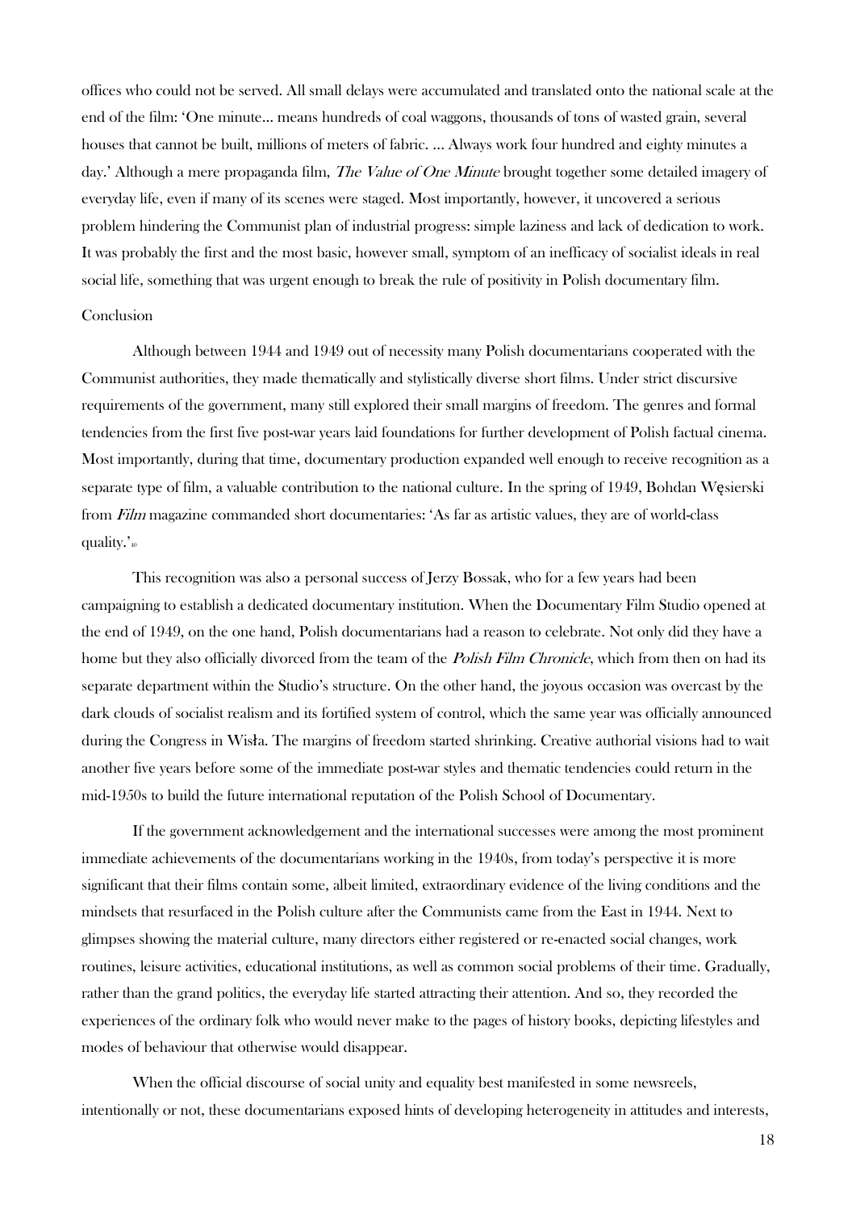offices who could not be served. All small delays were accumulated and translated onto the national scale at the end of the film: 'One minute... means hundreds of coal waggons, thousands of tons of wasted grain, several houses that cannot be built, millions of meters of fabric. ... Always work four hundred and eighty minutes a day.' Although a mere propaganda film, *The Value of One Minute* brought together some detailed imagery of everyday life, even if many of its scenes were staged. Most importantly, however, it uncovered a serious problem hindering the Communist plan of industrial progress: simple laziness and lack of dedication to work. It was probably the first and the most basic, however small, symptom of an inefficacy of socialist ideals in real social life, something that was urgent enough to break the rule of positivity in Polish documentary film.

## Conclusion

Although between 1944 and 1949 out of necessity many Polish documentarians cooperated with the Communist authorities, they made thematically and stylistically diverse short films. Under strict discursive requirements of the government, many still explored their small margins of freedom. The genres and formal tendencies from the first five post-war years laid foundations for further development of Polish factual cinema. Most importantly, during that time, documentary production expanded well enough to receive recognition as a separate type of film, a valuable contribution to the national culture. In the spring of 1949, Bohdan Węsierski from *Film* magazine commanded short documentaries: 'As far as artistic values, they are of world-class quality.'[40]

This recognition was also a personal success of Jerzy Bossak, who for a few years had been campaigning to establish a dedicated documentary institution. When the Documentary Film Studio opened at the end of 1949, on the one hand, Polish documentarians had a reason to celebrate. Not only did they have a home but they also officially divorced from the team of the *Polish Film Chronicle*, which from then on had its separate department within the Studio's structure. On the other hand, the joyous occasion was overcast by the dark clouds of socialist realism and its fortified system of control, which the same year was officially announced during the Congress in Wisła. The margins of freedom started shrinking. Creative authorial visions had to wait another five years before some of the immediate post-war styles and thematic tendencies could return in the mid-1950s to build the future international reputation of the Polish School of Documentary.

If the government acknowledgement and the international successes were among the most prominent immediate achievements of the documentarians working in the 1940s, from today's perspective it is more significant that their films contain some, albeit limited, extraordinary evidence of the living conditions and the mindsets that resurfaced in the Polish culture after the Communists came from the East in 1944. Next to glimpses showing the material culture, many directors either registered or re-enacted social changes, work routines, leisure activities, educational institutions, as well as common social problems of their time. Gradually, rather than the grand politics, the everyday life started attracting their attention. And so, they recorded the experiences of the ordinary folk who would never make to the pages of history books, depicting lifestyles and modes of behaviour that otherwise would disappear.

When the official discourse of social unity and equality best manifested in some newsreels, intentionally or not, these documentarians exposed hints of developing heterogeneity in attitudes and interests,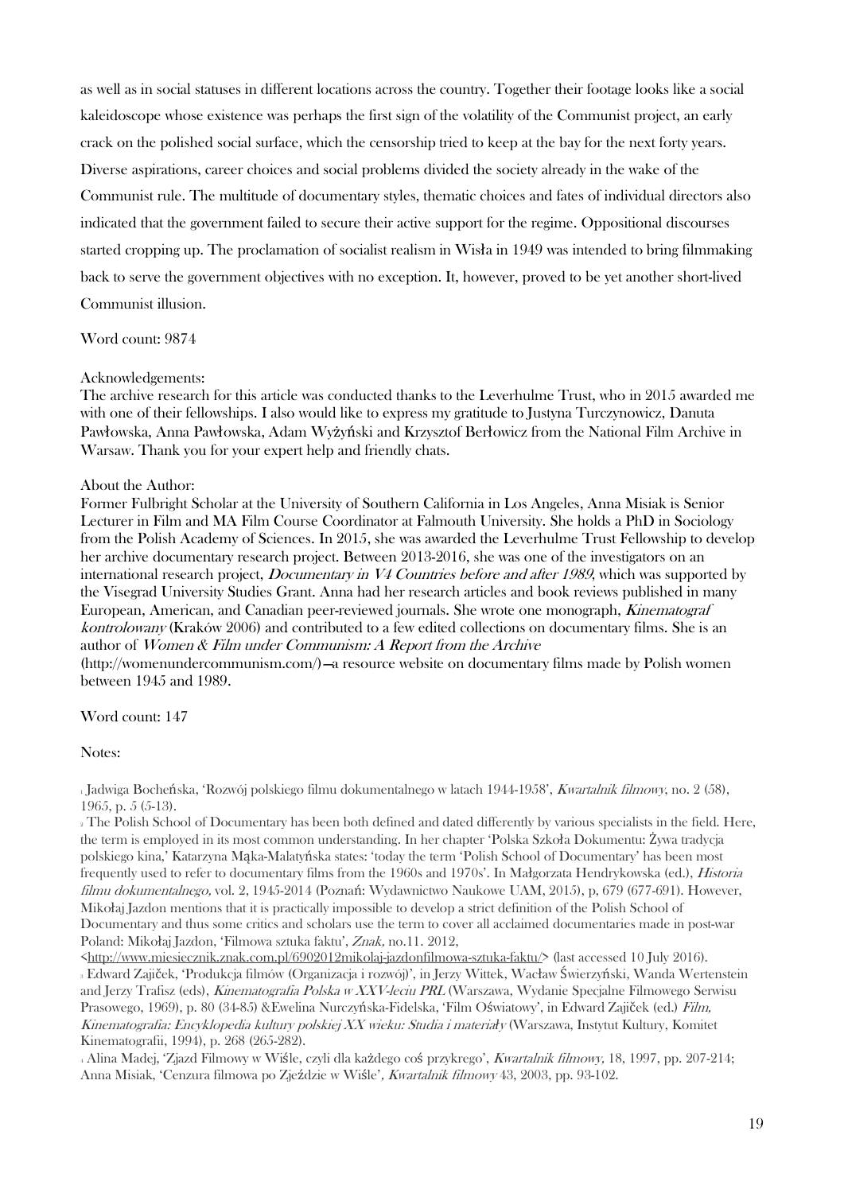as well as in social statuses in different locations across the country. Together their footage looks like a social kaleidoscope whose existence was perhaps the first sign of the volatility of the Communist project, an early crack on the polished social surface, which the censorship tried to keep at the bay for the next forty years. Diverse aspirations, career choices and social problems divided the society already in the wake of the Communist rule. The multitude of documentary styles, thematic choices and fates of individual directors also indicated that the government failed to secure their active support for the regime. Oppositional discourses started cropping up. The proclamation of socialist realism in Wisła in 1949 was intended to bring filmmaking back to serve the government objectives with no exception. It, however, proved to be yet another short-lived Communist illusion.

Word count: 9874

Acknowledgements:
The archive research for this article was conducted thanks to the Leverhulme Trust, who in 2015 awarded me with one of their fellowships. I also would like to express my gratitude to Justyna Turczynowicz, Danuta Pawłowska, Anna Pawłowska, Adam Wyżyński and Krzysztof Berłowicz from the National Film Archive in Warsaw. Thank you for your expert help and friendly chats.

About the Author:
Former Fulbright Scholar at the University of Southern California in Los Angeles, Anna Misiak is Senior Lecturer in Film and MA Film Course Coordinator at Falmouth University. She holds a PhD in Sociology from the Polish Academy of Sciences. In 2015, she was awarded the Leverhulme Trust Fellowship to develop her archive documentary research project. Between 2013-2016, she was one of the investigators on an international research project, *Documentary in V4 Countries before and after 1989*, which was supported by the Visegrad University Studies Grant. Anna had her research articles and book reviews published in many European, American, and Canadian peer-reviewed journals. She wrote one monograph, *Kinematograf kontrolowany* (Kraków 2006) and contributed to a few edited collections on documentary films. She is an author of *Women & Film under Communism: A Report from the Archive* (http://womenundercommunism.com/)—a resource website on documentary films made by Polish women between 1945 and 1989.

Word count: 147

Notes:

[1] Jadwiga Bocheńska, 'Rozwój polskiego filmu dokumentalnego w latach 1944-1958', *Kwartalnik filmowy*, no. 2 (58), 1965, p. 5 (5-13).

[2] The Polish School of Documentary has been both defined and dated differently by various specialists in the field. Here, the term is employed in its most common understanding. In her chapter 'Polska Szkoła Dokumentu: Żywa tradycja polskiego kina,' Katarzyna Mąka-Malatyńska states: 'today the term 'Polish School of Documentary' has been most frequently used to refer to documentary films from the 1960s and 1970s'. In Małgorzata Hendrykowska (ed.), *Historia filmu dokumentalnego,* vol. 2, 1945-2014 (Poznań: Wydawnictwo Naukowe UAM, 2015), p, 679 (677-691). However, Mikołaj Jazdon mentions that it is practically impossible to develop a strict definition of the Polish School of Documentary and thus some critics and scholars use the term to cover all acclaimed documentaries made in post-war Poland: Mikołaj Jazdon, 'Filmowa sztuka faktu', *Znak,* no.11. 2012, <http://www.miesiecznik.znak.com.pl/6902012mikolaj-jazdonfilmowa-sztuka-faktu/> (last accessed 10 July 2016).

[3] Edward Zajiček, 'Produkcja filmów (Organizacja i rozwój)', in Jerzy Wittek, Wacław Świerzyński, Wanda Wertenstein and Jerzy Trafisz (eds), *Kinematografia Polska w XXV-leciu PRL* (Warszawa, Wydanie Specjalne Filmowego Serwisu Prasowego, 1969), p. 80 (34-85) &Ewelina Nurczyńska-Fidelska, 'Film Oświatowy', in Edward Zajiček (ed.) *Film, Kinematografia: Encyklopedia kultury polskiej XX wieku: Studia i materiały* (Warszawa, Instytut Kultury, Komitet Kinematografii, 1994), p. 268 (265-282).

[4] Alina Madej, 'Zjazd Filmowy w Wiśle, czyli dla każdego coś przykrego', *Kwartalnik filmowy,* 18, 1997, pp. 207-214; Anna Misiak, 'Cenzura filmowa po Zjeździe w Wiśle', *Kwartalnik filmowy* 43, 2003, pp. 93-102.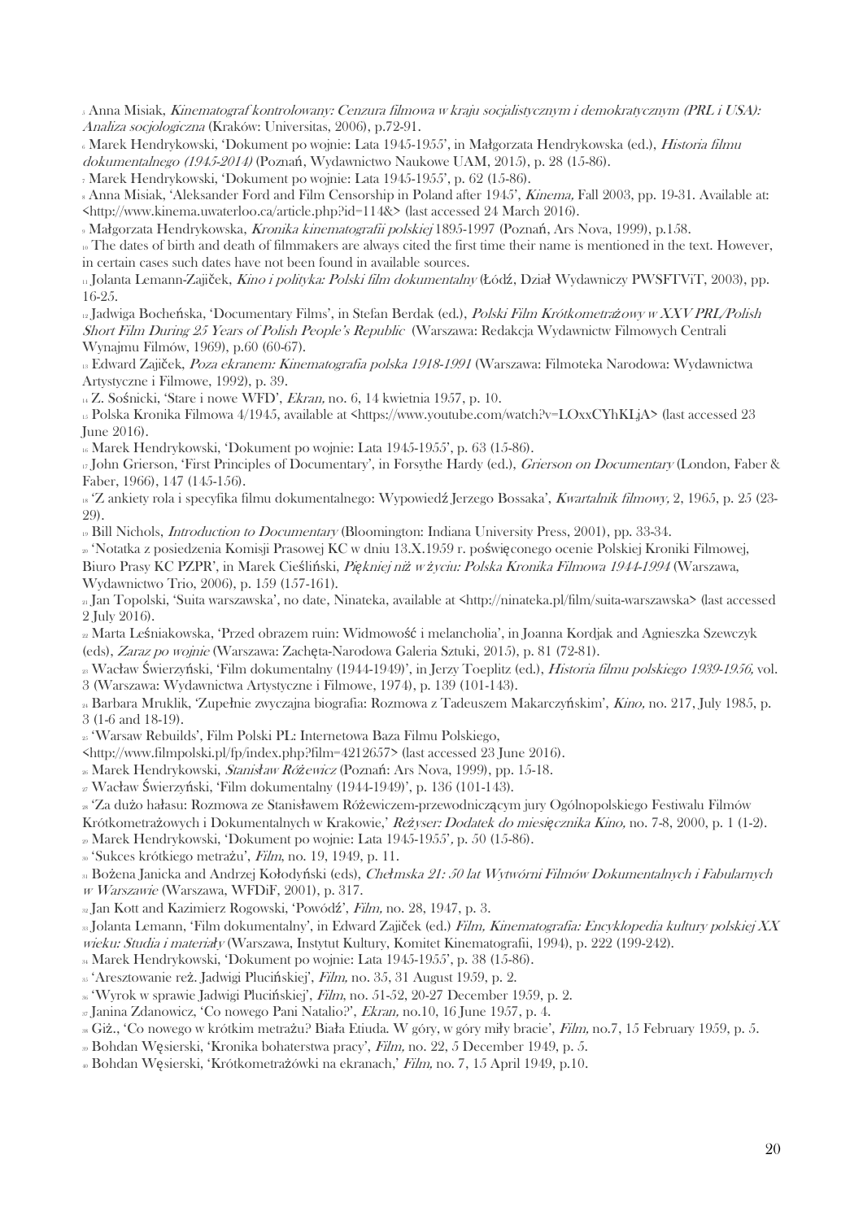[5] Anna Misiak, *Kinematograf kontrolowany: Cenzura filmowa w kraju socjalistycznym i demokratycznym (PRL i USA): Analiza socjologiczna* (Kraków: Universitas, 2006), p.72-91.

[6] Marek Hendrykowski, 'Dokument po wojnie: Lata 1945-1955', in Małgorzata Hendrykowska (ed.), *Historia filmu dokumentalnego (1945-2014)* (Poznań, Wydawnictwo Naukowe UAM, 2015), p. 28 (15-86).

[7] Marek Hendrykowski, 'Dokument po wojnie: Lata 1945-1955', p. 62 (15-86).

[8] Anna Misiak, 'Aleksander Ford and Film Censorship in Poland after 1945', *Kinema,* Fall 2003, pp. 19-31. Available at: <http://www.kinema.uwaterloo.ca/article.php?id=114&> (last accessed 24 March 2016).

[9] Małgorzata Hendrykowska, *Kronika kinematografii polskiej* 1895-1997 (Poznań, Ars Nova, 1999), p.158.

[10] The dates of birth and death of filmmakers are always cited the first time their name is mentioned in the text. However, in certain cases such dates have not been found in available sources.

[11] Jolanta Lemann-Zajiček, *Kino i polityka: Polski film dokumentalny* (Łódź, Dział Wydawniczy PWSFTViT, 2003), pp. 16-25.

[12] Jadwiga Bocheńska, 'Documentary Films', in Stefan Berdak (ed.), *Polski Film Krótkometrażowy w XXV PRL/Polish Short Film During 25 Years of Polish People's Republic* (Warszawa: Redakcja Wydawnictw Filmowych Centrali Wynajmu Filmów, 1969), p.60 (60-67).

[13] Edward Zajiček, *Poza ekranem: Kinematografia polska 1918-1991* (Warszawa: Filmoteka Narodowa: Wydawnictwa Artystyczne i Filmowe, 1992), p. 39.

[14] Z. Sośnicki, 'Stare i nowe WFD', *Ekran,* no. 6, 14 kwietnia 1957, p. 10.

[15] Polska Kronika Filmowa 4/1945, available at <https://www.youtube.com/watch?v=LOxxCYhKLjA> (last accessed 23 June 2016).

[16] Marek Hendrykowski, 'Dokument po wojnie: Lata 1945-1955', p. 63 (15-86).

[17] John Grierson, 'First Principles of Documentary', in Forsythe Hardy (ed.), *Grierson on Documentary* (London, Faber & Faber, 1966), 147 (145-156).

[18] 'Z ankiety rola i specyfika filmu dokumentalnego: Wypowiedź Jerzego Bossaka', *Kwartalnik filmowy,* 2, 1965, p. 25 (23-29).

[19] Bill Nichols, *Introduction to Documentary* (Bloomington: Indiana University Press, 2001), pp. 33-34.

[20] 'Notatka z posiedzenia Komisji Prasowej KC w dniu 13.X.1959 r. poświęconego ocenie Polskiej Kroniki Filmowej, Biuro Prasy KC PZPR', in Marek Cieśliński, *Piękniej niż w życiu: Polska Kronika Filmowa 1944-1994* (Warszawa, Wydawnictwo Trio, 2006), p. 159 (157-161).

[21] Jan Topolski, 'Suita warszawska', no date, Ninateka, available at <http://ninateka.pl/film/suita-warszawska> (last accessed 2 July 2016).

[22] Marta Leśniakowska, 'Przed obrazem ruin: Widmowość i melancholia', in Joanna Kordjak and Agnieszka Szewczyk (eds), *Zaraz po wojnie* (Warszawa: Zachęta-Narodowa Galeria Sztuki, 2015), p. 81 (72-81).

[23] Wacław Świerzyński, 'Film dokumentalny (1944-1949)', in Jerzy Toeplitz (ed.), *Historia filmu polskiego 1939-1956,* vol. 3 (Warszawa: Wydawnictwa Artystyczne i Filmowe, 1974), p. 139 (101-143).

[24] Barbara Mruklik, 'Zupełnie zwyczajna biografia: Rozmowa z Tadeuszem Makarczyńskim', *Kino,* no. 217, July 1985, p. 3 (1-6 and 18-19).

[25] 'Warsaw Rebuilds', Film Polski PL: Internetowa Baza Filmu Polskiego, <http://www.filmpolski.pl/fp/index.php?film=4212657> (last accessed 23 June 2016).

[26] Marek Hendrykowski, *Stanisław Różewicz* (Poznań: Ars Nova, 1999), pp. 15-18.

[27] Wacław Świerzyński, 'Film dokumentalny (1944-1949)', p. 136 (101-143).

[28] 'Za dużo hałasu: Rozmowa ze Stanisławem Różewiczem-przewodniczącym jury Ogólnopolskiego Festiwalu Filmów Krótkometrażowych i Dokumentalnych w Krakowie,' *Reżyser: Dodatek do miesięcznika Kino,* no. 7-8, 2000, p. 1 (1-2).

[29] Marek Hendrykowski, 'Dokument po wojnie: Lata 1945-1955', p. 50 (15-86).

[30] 'Sukces krótkiego metrażu', *Film,* no. 19, 1949, p. 11.

[31] Bożena Janicka and Andrzej Kołodyński (eds), *Chełmska 21: 50 lat Wytwórni Filmów Dokumentalnych i Fabularnych w Warszawie* (Warszawa, WFDiF, 2001), p. 317.

[32] Jan Kott and Kazimierz Rogowski, 'Powódź', *Film,* no. 28, 1947, p. 3.

[33] Jolanta Lemann, 'Film dokumentalny', in Edward Zajiček (ed.) *Film, Kinematografia: Encyklopedia kultury polskiej XX wieku: Studia i materiały* (Warszawa, Instytut Kultury, Komitet Kinematografii, 1994), p. 222 (199-242).

[34] Marek Hendrykowski, 'Dokument po wojnie: Lata 1945-1955', p. 38 (15-86).

[35] 'Aresztowanie reż. Jadwigi Plucińskiej', *Film,* no. 35, 31 August 1959, p. 2.

[36] 'Wyrok w sprawie Jadwigi Plucińskiej', *Film,* no. 51-52, 20-27 December 1959, p. 2.

[37] Janina Zdanowicz, 'Co nowego Pani Natalio?', *Ekran,* no.10, 16 June 1957, p. 4.

[38] Giż., 'Co nowego w krótkim metrażu? Biała Etiuda. W góry, w góry miły bracie', *Film,* no.7, 15 February 1959, p. 5.

[39] Bohdan Węsierski, 'Kronika bohaterstwa pracy', *Film,* no. 22, 5 December 1949, p. 5.

[40] Bohdan Węsierski, 'Krótkometrażówki na ekranach,' *Film,* no. 7, 15 April 1949, p.10.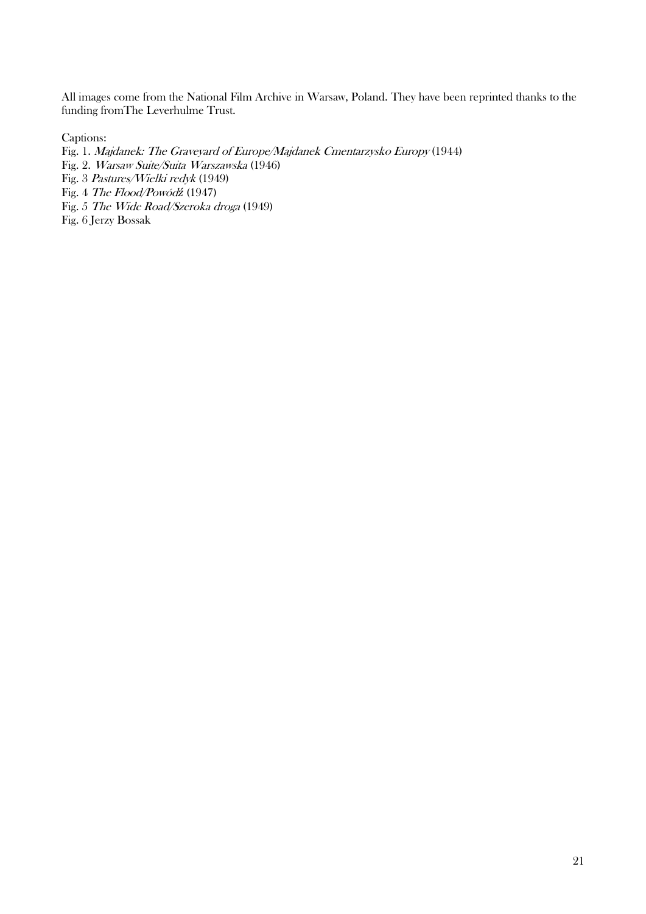All images come from the National Film Archive in Warsaw, Poland. They have been reprinted thanks to the funding fromThe Leverhulme Trust.

Captions:

Fig. 1. *Majdanek: The Graveyard of Europe/Majdanek Cmentarzysko Europy* (1944)

Fig. 2. *Warsaw Suite/Suita Warszawska* (1946)

Fig. 3 *Pastures/Wielki redyk* (1949)

Fig. 4 *The Flood/Powódź* (1947)

Fig. 5 *The Wide Road/Szeroka droga* (1949)

Fig. 6 Jerzy Bossak